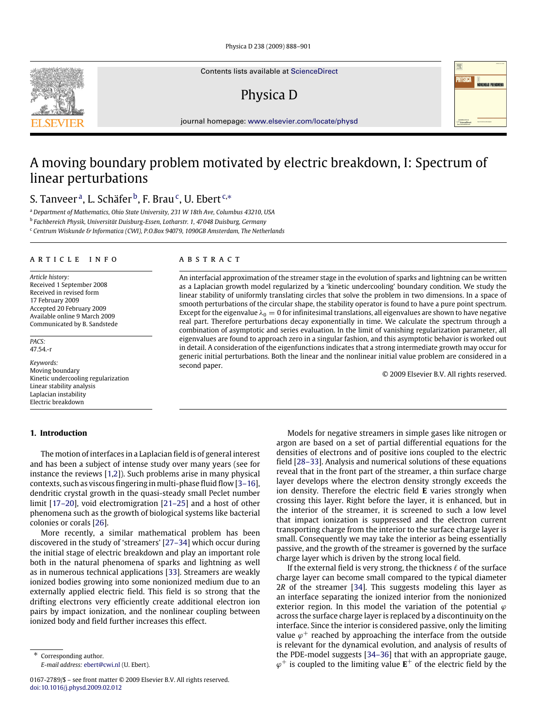# A moving boundary problem motivated by electric breakdown, I: Spectrum of linear perturbations

S. Tanveer [a], L. Schäfer [b], F. Brau [c], U. Ebert [c,*]

[a] *Department of Mathematics, Ohio State University, 231 W 18th Ave, Columbus 43210, USA*

[b] *Fachbereich Physik, Universität Duisburg-Essen, Lotharstr. 1, 47048 Duisburg, Germany*

[c] *Centrum Wiskunde & Informatica (CWI), P.O.Box 94079, 1090GB Amsterdam, The Netherlands*

## ARTICLE INFO

*Article history:*
Received 1 September 2008
Received in revised form
17 February 2009
Accepted 20 February 2009
Available online 9 March 2009
Communicated by B. Sandstede

*PACS:*
47.54.-r

*Keywords:*
Moving boundary
Kinetic undercooling regularization
Linear stability analysis
Laplacian instability
Electric breakdown

## ABSTRACT

An interfacial approximation of the streamer stage in the evolution of sparks and lightning can be written as a Laplacian growth model regularized by a 'kinetic undercooling' boundary condition. We study the linear stability of uniformly translating circles that solve the problem in two dimensions. In a space of smooth perturbations of the circular shape, the stability operator is found to have a pure point spectrum. Except for the eigenvalue $\lambda_0 = 0$ for infinitesimal translations, all eigenvalues are shown to have negative real part. Therefore perturbations decay exponentially in time. We calculate the spectrum through a combination of asymptotic and series evaluation. In the limit of vanishing regularization parameter, all eigenvalues are found to approach zero in a singular fashion, and this asymptotic behavior is worked out in detail. A consideration of the eigenfunctions indicates that a strong intermediate growth may occur for generic initial perturbations. Both the linear and the nonlinear initial value problem are considered in a second paper.

© 2009 Elsevier B.V. All rights reserved.

## 1. Introduction

The motion of interfaces in a Laplacian field is of general interest and has been a subject of intense study over many years (see for instance the reviews [1,2]). Such problems arise in many physical contexts, such as viscous fingering in multi-phase fluid flow [3–16], dendritic crystal growth in the quasi-steady small Peclet number limit [17–20], void electromigration [21–25] and a host of other phenomena such as the growth of biological systems like bacterial colonies or corals [26].

More recently, a similar mathematical problem has been discovered in the study of 'streamers' [27–34] which occur during the initial stage of electric breakdown and play an important role both in the natural phenomena of sparks and lightning as well as in numerous technical applications [33]. Streamers are weakly ionized bodies growing into some nonionized medium due to an externally applied electric field. This field is so strong that the drifting electrons very efficiently create additional electron ion pairs by impact ionization, and the nonlinear coupling between ionized body and field further increases this effect.

Models for negative streamers in simple gases like nitrogen or argon are based on a set of partial differential equations for the densities of electrons and of positive ions coupled to the electric field [28–33]. Analysis and numerical solutions of these equations reveal that in the front part of the streamer, a thin surface charge layer develops where the electron density strongly exceeds the ion density. Therefore the electric field $\mathbf{E}$ varies strongly when crossing this layer. Right before the layer, it is enhanced, but in the interior of the streamer, it is screened to such a low level that impact ionization is suppressed and the electron current transporting charge from the interior to the surface charge layer is small. Consequently we may take the interior as being essentially passive, and the growth of the streamer is governed by the surface charge layer which is driven by the strong local field.

If the external field is very strong, the thickness $\ell$ of the surface charge layer can become small compared to the typical diameter $2R$ of the streamer [34]. This suggests modeling this layer as an interface separating the ionized interior from the nonionized exterior region. In this model the variation of the potential $\varphi$ across the surface charge layer is replaced by a discontinuity on the interface. Since the interior is considered passive, only the limiting value $\varphi^+$ reached by approaching the interface from the outside is relevant for the dynamical evolution, and analysis of results of the PDE-model suggests [34–36] that with an appropriate gauge, $\varphi^+$ is coupled to the limiting value $\mathbf{E}^+$ of the electric field by the

* Corresponding author.
*E-mail address:* ebert@cwi.nl (U. Ebert).

0167-2789/$ – see front matter © 2009 Elsevier B.V. All rights reserved.
doi:10.1016/j.physd.2009.02.012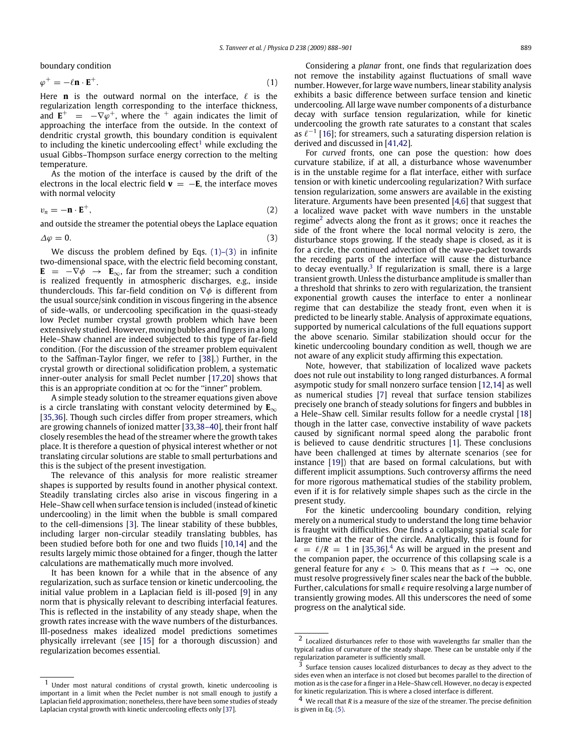boundary condition

$$\varphi^+ = -\ell \mathbf{n} \cdot \mathbf{E}^+. \tag{1}$$

Here $\mathbf{n}$ is the outward normal on the interface, $\ell$ is the regularization length corresponding to the interface thickness, and $\mathbf{E}^+ = -\nabla\varphi^+$, where the $^+$ again indicates the limit of approaching the interface from the outside. In the context of dendritic crystal growth, this boundary condition is equivalent to including the kinetic undercooling effect[1] while excluding the usual Gibbs–Thompson surface energy correction to the melting temperature.

As the motion of the interface is caused by the drift of the electrons in the local electric field $\mathbf{v} = -\mathbf{E}$, the interface moves with normal velocity

$$v_n = -\mathbf{n} \cdot \mathbf{E}^+, \tag{2}$$

and outside the streamer the potential obeys the Laplace equation

$$\Delta\varphi = 0. \tag{3}$$

We discuss the problem defined by Eqs. (1)–(3) in infinite two-dimensional space, with the electric field becoming constant, $\mathbf{E} = -\nabla\phi \to \mathbf{E}_\infty$, far from the streamer; such a condition is realized frequently in atmospheric discharges, e.g., inside thunderclouds. This far-field condition on $\nabla\phi$ is different from the usual source/sink condition in viscous fingering in the absence of side-walls, or undercooling specification in the quasi-steady low Peclet number crystal growth problem which have been extensively studied. However, moving bubbles and fingers in a long Hele–Shaw channel are indeed subjected to this type of far-field condition. (For the discussion of the streamer problem equivalent to the Saffman-Taylor finger, we refer to [38].) Further, in the crystal growth or directional solidification problem, a systematic inner-outer analysis for small Peclet number [17,20] shows that this is an appropriate condition at $\infty$ for the "inner" problem.

A simple steady solution to the streamer equations given above is a circle translating with constant velocity determined by $\mathbf{E}_\infty$ [35,36]. Though such circles differ from proper streamers, which are growing channels of ionized matter [33,38–40], their front half closely resembles the head of the streamer where the growth takes place. It is therefore a question of physical interest whether or not translating circular solutions are stable to small perturbations and this is the subject of the present investigation.

The relevance of this analysis for more realistic streamer shapes is supported by results found in another physical context. Steadily translating circles also arise in viscous fingering in a Hele–Shaw cell when surface tension is included (instead of kinetic undercooling) in the limit when the bubble is small compared to the cell-dimensions [3]. The linear stability of these bubbles, including larger non-circular steadily translating bubbles, has been studied before both for one and two fluids [10,14] and the results largely mimic those obtained for a finger, though the latter calculations are mathematically much more involved.

It has been known for a while that in the absence of any regularization, such as surface tension or kinetic undercooling, the initial value problem in a Laplacian field is ill-posed [9] in any norm that is physically relevant to describing interfacial features. This is reflected in the instability of any steady shape, when the growth rates increase with the wave numbers of the disturbances. Ill-posedness makes idealized model predictions sometimes physically irrelevant (see [15] for a thorough discussion) and regularization becomes essential.

Considering a *planar* front, one finds that regularization does not remove the instability against fluctuations of small wave number. However, for large wave numbers, linear stability analysis exhibits a basic difference between surface tension and kinetic undercooling. All large wave number components of a disturbance decay with surface tension regularization, while for kinetic undercooling the growth rate saturates to a constant that scales as $\ell^{-1}$ [16]; for streamers, such a saturating dispersion relation is derived and discussed in [41,42].

For *curved* fronts, one can pose the question: how does curvature stabilize, if at all, a disturbance whose wavenumber is in the unstable regime for a flat interface, either with surface tension or with kinetic undercooling regularization? With surface tension regularization, some answers are available in the existing literature. Arguments have been presented [4,6] that suggest that a localized wave packet with wave numbers in the unstable regime[2] advects along the front as it grows; once it reaches the side of the front where the local normal velocity is zero, the disturbance stops growing. If the steady shape is closed, as it is for a circle, the continued advection of the wave-packet towards the receding parts of the interface will cause the disturbance to decay eventually.[3] If regularization is small, there is a large transient growth. Unless the disturbance amplitude is smaller than a threshold that shrinks to zero with regularization, the transient exponential growth causes the interface to enter a nonlinear regime that can destabilize the steady front, even when it is predicted to be linearly stable. Analysis of approximate equations, supported by numerical calculations of the full equations support the above scenario. Similar stabilization should occur for the kinetic undercooling boundary condition as well, though we are not aware of any explicit study affirming this expectation.

Note, however, that stabilization of localized wave packets does not rule out instability to long ranged disturbances. A formal asympotic study for small nonzero surface tension [12,14] as well as numerical studies [7] reveal that surface tension stabilizes precisely one branch of steady solutions for fingers and bubbles in a Hele–Shaw cell. Similar results follow for a needle crystal [18] though in the latter case, convective instability of wave packets caused by significant normal speed along the parabolic front is believed to cause dendritic structures [1]. These conclusions have been challenged at times by alternate scenarios (see for instance [19]) that are based on formal calculations, but with different implicit assumptions. Such controversy affirms the need for more rigorous mathematical studies of the stability problem, even if it is for relatively simple shapes such as the circle in the present study.

For the kinetic undercooling boundary condition, relying merely on a numerical study to understand the long time behavior is fraught with difficulties. One finds a collapsing spatial scale for large time at the rear of the circle. Analytically, this is found for $\epsilon = \ell/R = 1$ in [35,36].[4] As will be argued in the present and the companion paper, the occurrence of this collapsing scale is a general feature for any $\epsilon > 0$. This means that as $t \to \infty$, one must resolve progressively finer scales near the back of the bubble. Further, calculations for small $\epsilon$ require resolving a large number of transiently growing modes. All this underscores the need of some progress on the analytical side.

---

[1] Under most natural conditions of crystal growth, kinetic undercooling is important in a limit when the Peclet number is not small enough to justify a Laplacian field approximation; nonetheless, there have been some studies of steady Laplacian crystal growth with kinetic undercooling effects only [37].

[2] Localized disturbances refer to those with wavelengths far smaller than the typical radius of curvature of the steady shape. These can be unstable only if the regularization parameter is sufficiently small.

[3] Surface tension causes localized disturbances to decay as they advect to the sides even when an interface is not closed but becomes parallel to the direction of motion as is the case for a finger in a Hele–Shaw cell. However, no decay is expected for kinetic regularization. This is where a closed interface is different.

[4] We recall that $R$ is a measure of the size of the streamer. The precise definition is given in Eq. (5).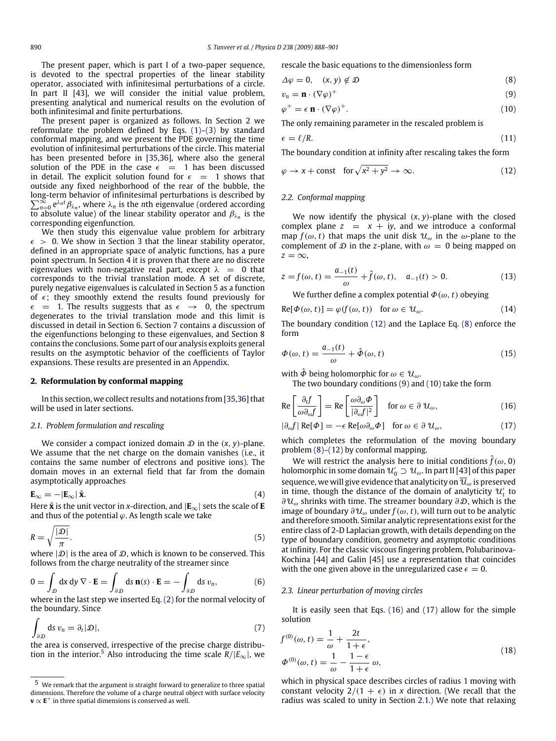The present paper, which is part I of a two-paper sequence, is devoted to the spectral properties of the linear stability operator, associated with infinitesimal perturbations of a circle. In part II [43], we will consider the initial value problem, presenting analytical and numerical results on the evolution of both infinitesimal and finite perturbations.

The present paper is organized as follows. In Section 2 we reformulate the problem defined by Eqs. (1)–(3) by standard conformal mapping, and we present the PDE governing the time evolution of infinitesimal perturbations of the circle. This material has been presented before in [35,36], where also the general solution of the PDE in the case $\epsilon = 1$ has been discussed in detail. The explicit solution found for $\epsilon = 1$ shows that outside any fixed neighborhood of the rear of the bubble, the long-term behavior of infinitesimal perturbations is described by $\sum_{n=0}^{\infty} e^{\lambda_n t}\beta_{\lambda_n}$, where $\lambda_n$ is the $n$th eigenvalue (ordered according to absolute value) of the linear stability operator and $\beta_{\lambda_n}$ is the corresponding eigenfunction.

We then study this eigenvalue value problem for arbitrary $\epsilon > 0$. We show in Section 3 that the linear stability operator, defined in an appropriate space of analytic functions, has a pure point spectrum. In Section 4 it is proven that there are no discrete eigenvalues with non-negative real part, except $\lambda = 0$ that corresponds to the trivial translation mode. A set of discrete, purely negative eigenvalues is calculated in Section 5 as a function of $\epsilon$; they smoothly extend the results found previously for $\epsilon = 1$. The results suggests that as $\epsilon \to 0$, the spectrum degenerates to the trivial translation mode and this limit is discussed in detail in Section 6. Section 7 contains a discussion of the eigenfunctions belonging to these eigenvalues, and Section 8 contains the conclusions. Some part of our analysis exploits general results on the asymptotic behavior of the coefficients of Taylor expansions. These results are presented in an Appendix.

## 2. Reformulation by conformal mapping

In this section, we collect results and notations from [35,36] that will be used in later sections.

### 2.1. Problem formulation and rescaling

We consider a compact ionized domain $\mathcal{D}$ in the $(x, y)$-plane. We assume that the net charge on the domain vanishes (i.e., it contains the same number of electrons and positive ions). The domain moves in an external field that far from the domain asymptotically approaches

$$\mathbf{E}_\infty = -|\mathbf{E}_\infty|\,\hat{\mathbf{x}}. \tag{4}$$

Here $\hat{\mathbf{x}}$ is the unit vector in $x$-direction, and $|\mathbf{E}_\infty|$ sets the scale of $\mathbf{E}$ and thus of the potential $\varphi$. As length scale we take

$$R = \sqrt{\frac{|\mathcal{D}|}{\pi}}. \tag{5}$$

where $|\mathcal{D}|$ is the area of $\mathcal{D}$, which is known to be conserved. This follows from the charge neutrality of the streamer since

$$0 = \int_{\mathcal{D}} dx\,dy\,\nabla\cdot\mathbf{E} = \int_{\partial\mathcal{D}} ds\,\mathbf{n}(s)\cdot\mathbf{E} = -\int_{\partial\mathcal{D}} ds\,v_n, \tag{6}$$

where in the last step we inserted Eq. (2) for the normal velocity of the boundary. Since

$$\int_{\partial\mathcal{D}} ds\,v_n = \partial_t|\mathcal{D}|, \tag{7}$$

the area is conserved, irrespective of the precise charge distribution in the interior.[5] Also introducing the time scale $R/|E_\infty|$, we rescale the basic equations to the dimensionless form

$$\Delta\varphi = 0, \quad (x, y) \notin \mathcal{D} \tag{8}$$

$$v_n = \mathbf{n}\cdot(\nabla\varphi)^+ \tag{9}$$

$$\varphi^+ = \epsilon\,\mathbf{n}\cdot(\nabla\varphi)^+. \tag{10}$$

The only remaining parameter in the rescaled problem is

$$\epsilon = \ell/R. \tag{11}$$

The boundary condition at infinity after rescaling takes the form

$$\varphi \to x + \text{const} \quad \text{for } \sqrt{x^2+y^2} \to \infty. \tag{12}$$

### 2.2. Conformal mapping

We now identify the physical $(x, y)$-plane with the closed complex plane $z = x + iy$, and we introduce a conformal map $f(\omega, t)$ that maps the unit disk $\mathcal{U}_\omega$ in the $\omega$-plane to the complement of $\mathcal{D}$ in the $z$-plane, with $\omega = 0$ being mapped on $z = \infty$,

$$z = f(\omega, t) = \frac{a_{-1}(t)}{\omega} + \hat{f}(\omega, t), \quad a_{-1}(t) > 0. \tag{13}$$

We further define a complex potential $\Phi(\omega, t)$ obeying

$$\text{Re}[\Phi(\omega, t)] = \varphi(f(\omega, t)) \quad \text{for } \omega \in \mathcal{U}_\omega. \tag{14}$$

The boundary condition (12) and the Laplace Eq. (8) enforce the form

$$\Phi(\omega, t) = \frac{a_{-1}(t)}{\omega} + \hat{\Phi}(\omega, t) \tag{15}$$

with $\hat{\Phi}$ being holomorphic for $\omega \in \mathcal{U}_\omega$.

The two boundary conditions (9) and (10) take the form

$$\text{Re}\left[\frac{\partial_t f}{\omega\partial_\omega f}\right] = \text{Re}\left[\frac{\omega\partial_\omega\Phi}{|\partial_\omega f|^2}\right] \quad \text{for } \omega \in \partial\,\mathcal{U}_\omega, \tag{16}$$

$$|\partial_\omega f|\,\text{Re}[\Phi] = -\epsilon\,\text{Re}[\omega\partial_\omega\Phi] \quad \text{for } \omega \in \partial\,\mathcal{U}_\omega, \tag{17}$$

which completes the reformulation of the moving boundary problem (8)–(12) by conformal mapping.

We will restrict the analysis here to initial conditions $\hat{f}(\omega, 0)$ holomorphic in some domain $\mathcal{U}'_0 \supset \mathcal{U}_\omega$. In part II [43] of this paper sequence, we will give evidence that analyticity on $\overline{\mathcal{U}}_\omega$ is preserved in time, though the distance of the domain of analyticity $\mathcal{U}'_t$ to $\partial\mathcal{U}_\omega$ shrinks with time. The streamer boundary $\partial\mathcal{D}$, which is the image of boundary $\partial\mathcal{U}_\omega$ under $f(\omega, t)$, will turn out to be analytic and therefore smooth. Similar analytic representations exist for the entire class of 2-D Laplacian growth, with details depending on the type of boundary condition, geometry and asymptotic conditions at infinity. For the classic viscous fingering problem, Polubarinova-Kochina [44] and Galin [45] use a representation that coincides with the one given above in the unregularized case $\epsilon = 0$.

### 2.3. Linear perturbation of moving circles

It is easily seen that Eqs. (16) and (17) allow for the simple solution

$$f^{(0)}(\omega, t) = \frac{1}{\omega} + \frac{2t}{1+\epsilon},$$
$$\Phi^{(0)}(\omega, t) = \frac{1}{\omega} - \frac{1-\epsilon}{1+\epsilon}\,\omega, \tag{18}$$

which in physical space describes circles of radius 1 moving with constant velocity $2/(1 + \epsilon)$ in $x$ direction. (We recall that the radius was scaled to unity in Section 2.1.) We note that relaxing

[5] We remark that the argument is straight forward to generalize to three spatial dimensions. Therefore the volume of a charge neutral object with surface velocity $\mathbf{v} \propto \mathbf{E}^+$ in three spatial dimensions is conserved as well.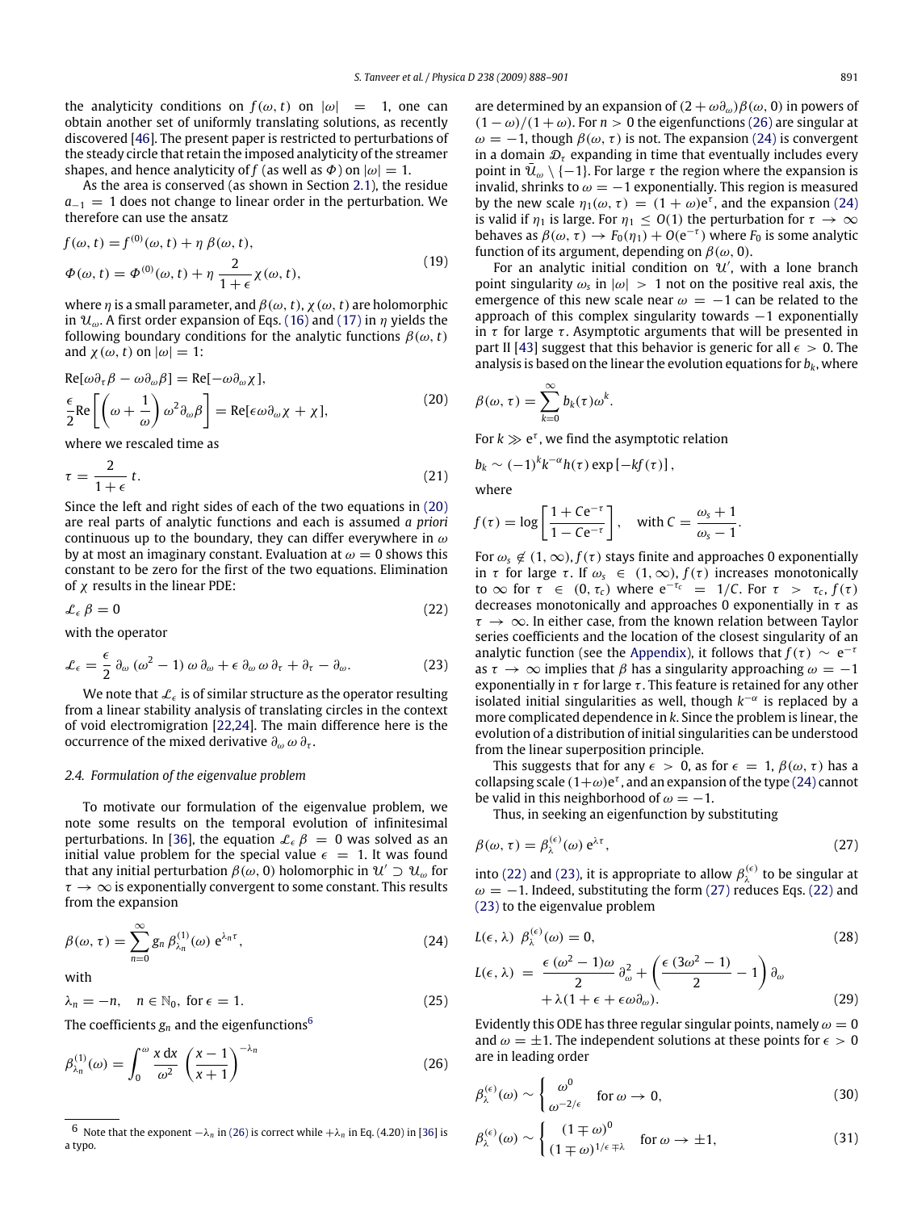the analyticity conditions on $f(\omega, t)$ on $|\omega| = 1$, one can obtain another set of uniformly translating solutions, as recently discovered [46]. The present paper is restricted to perturbations of the steady circle that retain the imposed analyticity of the streamer shapes, and hence analyticity of $f$ (as well as $\Phi$) on $|\omega| = 1$.

As the area is conserved (as shown in Section 2.1), the residue $a_{-1} = 1$ does not change to linear order in the perturbation. We therefore can use the ansatz

$$
\begin{aligned}
f(\omega, t) &= f^{(0)}(\omega, t) + \eta\, \beta(\omega, t), \\
\Phi(\omega, t) &= \Phi^{(0)}(\omega, t) + \eta\, \frac{2}{1+\epsilon}\, \chi(\omega, t),
\end{aligned}
\tag{19}
$$

where $\eta$ is a small parameter, and $\beta(\omega, t)$, $\chi(\omega, t)$ are holomorphic in $\mathcal{U}_\omega$. A first order expansion of Eqs. (16) and (17) in $\eta$ yields the following boundary conditions for the analytic functions $\beta(\omega, t)$ and $\chi(\omega, t)$ on $|\omega| = 1$:

$$
\begin{aligned}
&\mathrm{Re}[\omega \partial_\tau \beta - \omega \partial_\omega \beta] = \mathrm{Re}[-\omega \partial_\omega \chi], \\
&\frac{\epsilon}{2} \mathrm{Re}\left[\left(\omega + \frac{1}{\omega}\right) \omega^2 \partial_\omega \beta\right] = \mathrm{Re}[\epsilon \omega \partial_\omega \chi + \chi],
\end{aligned}
\tag{20}
$$

where we rescaled time as

$$
\tau = \frac{2}{1+\epsilon}\, t. \tag{21}
$$

Since the left and right sides of each of the two equations in (20) are real parts of analytic functions and each is assumed *a priori* continuous up to the boundary, they can differ everywhere in $\omega$ by at most an imaginary constant. Evaluation at $\omega = 0$ shows this constant to be zero for the first of the two equations. Elimination of $\chi$ results in the linear PDE:

$$
\mathcal{L}_\epsilon\, \beta = 0 \tag{22}
$$

with the operator

$$
\mathcal{L}_\epsilon = \frac{\epsilon}{2}\, \partial_\omega\, (\omega^2 - 1)\, \omega\, \partial_\omega + \epsilon\, \partial_\omega\, \omega\, \partial_\tau + \partial_\tau - \partial_\omega. \tag{23}
$$

We note that $\mathcal{L}_\epsilon$ is of similar structure as the operator resulting from a linear stability analysis of translating circles in the context of void electromigration [22,24]. The main difference here is the occurrence of the mixed derivative $\partial_\omega\, \omega\, \partial_\tau$.

### 2.4. Formulation of the eigenvalue problem

To motivate our formulation of the eigenvalue problem, we note some results on the temporal evolution of infinitesimal perturbations. In [36], the equation $\mathcal{L}_\epsilon\, \beta = 0$ was solved as an initial value problem for the special value $\epsilon = 1$. It was found that any initial perturbation $\beta(\omega, 0)$ holomorphic in $\mathcal{U}' \supset \mathcal{U}_\omega$ for $\tau \to \infty$ is exponentially convergent to some constant. This results from the expansion

$$
\beta(\omega, \tau) = \sum_{n=0}^{\infty} g_n\, \beta^{(1)}_{\lambda_n}(\omega)\, \mathrm{e}^{\lambda_n \tau}, \tag{24}
$$

with

$$
\lambda_n = -n, \quad n \in \mathbb{N}_0, \text{ for } \epsilon = 1. \tag{25}
$$

The coefficients $g_n$ and the eigenfunctions[6]

$$
\beta^{(1)}_{\lambda_n}(\omega) = \int_0^\omega \frac{x\, \mathrm{d}x}{\omega^2} \left(\frac{x-1}{x+1}\right)^{-\lambda_n} \tag{26}
$$

are determined by an expansion of $(2 + \omega \partial_\omega)\beta(\omega, 0)$ in powers of $(1-\omega)/(1+\omega)$. For $n > 0$ the eigenfunctions (26) are singular at $\omega = -1$, though $\beta(\omega, \tau)$ is not. The expansion (24) is convergent in a domain $\mathcal{D}_\tau$ expanding in time that eventually includes every point in $\bar{\mathcal{U}}_\omega \setminus \{-1\}$. For large $\tau$ the region where the expansion is invalid, shrinks to $\omega = -1$ exponentially. This region is measured by the new scale $\eta_1(\omega, \tau) = (1 + \omega)\mathrm{e}^\tau$, and the expansion (24) is valid if $\eta_1$ is large. For $\eta_1 \le O(1)$ the perturbation for $\tau \to \infty$ behaves as $\beta(\omega, \tau) \to F_0(\eta_1) + O(\mathrm{e}^{-\tau})$ where $F_0$ is some analytic function of its argument, depending on $\beta(\omega, 0)$.

For an analytic initial condition on $\mathcal{U}'$, with a lone branch point singularity $\omega_s$ in $|\omega| > 1$ not on the positive real axis, the emergence of this new scale near $\omega = -1$ can be related to the approach of this complex singularity towards $-1$ exponentially in $\tau$ for large $\tau$. Asymptotic arguments that will be presented in part II [43] suggest that this behavior is generic for all $\epsilon > 0$. The analysis is based on the linear evolution equations for $b_k$, where

$$
\beta(\omega, \tau) = \sum_{k=0}^{\infty} b_k(\tau) \omega^k.
$$

For $k \gg \mathrm{e}^\tau$, we find the asymptotic relation

$$
b_k \sim (-1)^k k^{-\alpha} h(\tau) \exp\left[-k f(\tau)\right],
$$

where

$$
f(\tau) = \log\left[\frac{1 + C\mathrm{e}^{-\tau}}{1 - C\mathrm{e}^{-\tau}}\right], \quad \text{with } C = \frac{\omega_s + 1}{\omega_s - 1}.
$$

For $\omega_s \notin (1, \infty)$, $f(\tau)$ stays finite and approaches 0 exponentially in $\tau$ for large $\tau$. If $\omega_s \in (1, \infty)$, $f(\tau)$ increases monotonically to $\infty$ for $\tau \in (0, \tau_c)$ where $\mathrm{e}^{-\tau_c} = 1/C$. For $\tau > \tau_c$, $f(\tau)$ decreases monotonically and approaches 0 exponentially in $\tau$ as $\tau \to \infty$. In either case, from the known relation between Taylor series coefficients and the location of the closest singularity of an analytic function (see the Appendix), it follows that $f(\tau) \sim \mathrm{e}^{-\tau}$ as $\tau \to \infty$ implies that $\beta$ has a singularity approaching $\omega = -1$ exponentially in $\tau$ for large $\tau$. This feature is retained for any other isolated initial singularities as well, though $k^{-\alpha}$ is replaced by a more complicated dependence in $k$. Since the problem is linear, the evolution of a distribution of initial singularities can be understood from the linear superposition principle.

This suggests that for any $\epsilon > 0$, as for $\epsilon = 1$, $\beta(\omega, \tau)$ has a collapsing scale $(1+\omega)\mathrm{e}^\tau$, and an expansion of the type (24) cannot be valid in this neighborhood of $\omega = -1$.

Thus, in seeking an eigenfunction by substituting

$$
\beta(\omega, \tau) = \beta^{(\epsilon)}_\lambda(\omega)\, \mathrm{e}^{\lambda \tau}, \tag{27}
$$

into (22) and (23), it is appropriate to allow $\beta^{(\epsilon)}_\lambda$ to be singular at $\omega = -1$. Indeed, substituting the form (27) reduces Eqs. (22) and (23) to the eigenvalue problem

$$
L(\epsilon, \lambda)\ \beta^{(\epsilon)}_\lambda(\omega) = 0, \tag{28}
$$

$$
\begin{aligned}
L(\epsilon, \lambda)\ =\ &\frac{\epsilon\, (\omega^2 - 1)\omega}{2}\, \partial^2_\omega + \left(\frac{\epsilon\, (3\omega^2 - 1)}{2} - 1\right) \partial_\omega \\
&+ \lambda(1 + \epsilon + \epsilon\omega\partial_\omega).
\end{aligned}
\tag{29}
$$

Evidently this ODE has three regular singular points, namely $\omega = 0$ and $\omega = \pm 1$. The independent solutions at these points for $\epsilon > 0$ are in leading order

$$
\beta^{(\epsilon)}_\lambda(\omega) \sim \begin{cases} \omega^0 \\ \omega^{-2/\epsilon} \end{cases} \text{for } \omega \to 0, \tag{30}
$$

$$
\beta^{(\epsilon)}_\lambda(\omega) \sim \begin{cases} (1 \mp \omega)^0 \\ (1 \mp \omega)^{1/\epsilon \mp \lambda} \end{cases} \text{for } \omega \to \pm 1, \tag{31}
$$

[6] Note that the exponent $-\lambda_n$ in (26) is correct while $+\lambda_n$ in Eq. (4.20) in [36] is a typo.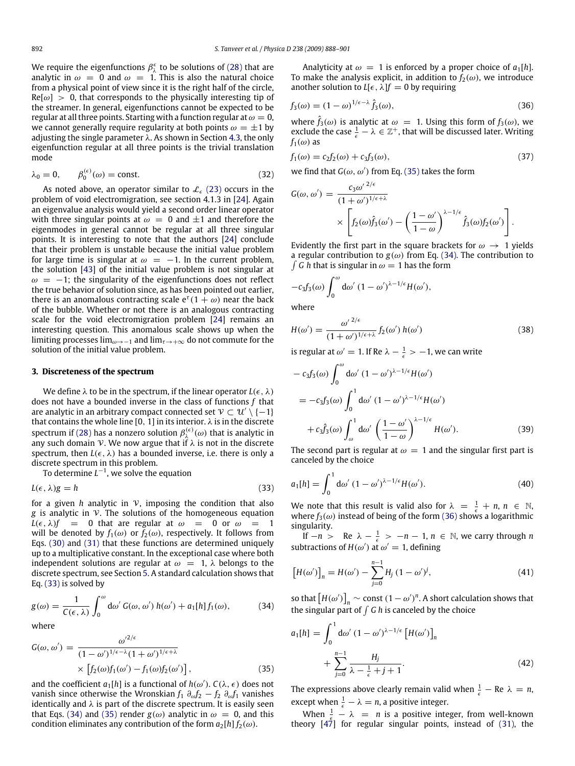We require the eigenfunctions $\beta_\lambda^\epsilon$ to be solutions of (28) that are analytic in $\omega = 0$ and $\omega = 1$. This is also the natural choice from a physical point of view since it is the right half of the circle, $\mathrm{Re}[\omega] > 0$, that corresponds to the physically interesting tip of the streamer. In general, eigenfunctions cannot be expected to be regular at all three points. Starting with a function regular at $\omega = 0$, we cannot generally require regularity at both points $\omega = \pm 1$ by adjusting the single parameter $\lambda$. As shown in Section 4.3, the only eigenfunction regular at all three points is the trivial translation mode

$$\lambda_0 = 0, \qquad \beta_0^{(\epsilon)}(\omega) = \text{const.} \tag{32}$$

As noted above, an operator similar to $\mathcal{L}_\epsilon$ (23) occurs in the problem of void electromigration, see section 4.1.3 in [24]. Again an eigenvalue analysis would yield a second order linear operator with three singular points at $\omega = 0$ and $\pm 1$ and therefore the eigenmodes in general cannot be regular at all three singular points. It is interesting to note that the authors [24] conclude that their problem is unstable because the initial value problem for large time is singular at $\omega = -1$. In the current problem, the solution [43] of the initial value problem is not singular at $\omega = -1$; the singularity of the eigenfunctions does not reflect the true behavior of solution since, as has been pointed out earlier, there is an anomalous contracting scale $e^\tau(1+\omega)$ near the back of the bubble. Whether or not there is an analogous contracting scale for the void electromigration problem [24] remains an interesting question. This anomalous scale shows up when the limiting processes $\lim_{\omega\to-1}$ and $\lim_{\tau\to+\infty}$ do not commute for the solution of the initial value problem.

## 3. Discreteness of the spectrum

We define $\lambda$ to be in the spectrum, if the linear operator $L(\epsilon, \lambda)$ does not have a bounded inverse in the class of functions $f$ that are analytic in an arbitrary compact connected set $\mathcal{V} \subset \mathcal{U}' \setminus \{-1\}$ that contains the whole line $[0, 1]$ in its interior. $\lambda$ is in the discrete spectrum if (28) has a nonzero solution $\beta_\lambda^{(\epsilon)}(\omega)$ that is analytic in any such domain $\mathcal{V}$. We now argue that if $\lambda$ is not in the discrete spectrum, then $L(\epsilon, \lambda)$ has a bounded inverse, i.e. there is only a discrete spectrum in this problem.

To determine $L^{-1}$, we solve the equation

$$L(\epsilon, \lambda)g = h \tag{33}$$

for a given $h$ analytic in $\mathcal{V}$, imposing the condition that also $g$ is analytic in $\mathcal{V}$. The solutions of the homogeneous equation $L(\epsilon, \lambda)f = 0$ that are regular at $\omega = 0$ or $\omega = 1$ will be denoted by $f_1(\omega)$ or $f_2(\omega)$, respectively. It follows from Eqs. (30) and (31) that these functions are determined uniquely up to a multiplicative constant. In the exceptional case where both independent solutions are regular at $\omega = 1$, $\lambda$ belongs to the discrete spectrum, see Section 5. A standard calculation shows that Eq. (33) is solved by

$$g(\omega) = \frac{1}{C(\epsilon, \lambda)} \int_0^\omega d\omega' \, G(\omega, \omega') \, h(\omega') + a_1[h] f_1(\omega), \tag{34}$$

where

$$G(\omega, \omega') = \frac{\omega'^{2/\epsilon}}{(1-\omega')^{1/\epsilon-\lambda}(1+\omega')^{1/\epsilon+\lambda}} \times \left[f_2(\omega)f_1(\omega') - f_1(\omega)f_2(\omega')\right], \tag{35}$$

and the coefficient $a_1[h]$ is a functional of $h(\omega')$. $C(\lambda, \epsilon)$ does not vanish since otherwise the Wronskian $f_1 \, \partial_\omega f_2 - f_2 \, \partial_\omega f_1$ vanishes identically and $\lambda$ is part of the discrete spectrum. It is easily seen that Eqs. (34) and (35) render $g(\omega)$ analytic in $\omega = 0$, and this condition eliminates any contribution of the form $a_2[h] f_2(\omega)$.

Analyticity at $\omega = 1$ is enforced by a proper choice of $a_1[h]$. To make the analysis explicit, in addition to $f_2(\omega)$, we introduce another solution to $L[\epsilon, \lambda]f = 0$ by requiring

$$f_3(\omega) = (1-\omega)^{1/\epsilon-\lambda} \hat{f}_3(\omega), \tag{36}$$

where $\hat{f}_3(\omega)$ is analytic at $\omega = 1$. Using this form of $f_3(\omega)$, we exclude the case $\frac{1}{\epsilon} - \lambda \in \mathbb{Z}^+$, that will be discussed later. Writing $f_1(\omega)$ as

$$f_1(\omega) = c_2 f_2(\omega) + c_3 f_3(\omega), \tag{37}$$

we find that $G(\omega, \omega')$ from Eq. (35) takes the form

$$G(\omega, \omega') = \frac{c_3 \omega'^{\,2/\epsilon}}{(1+\omega')^{1/\epsilon+\lambda}} \times \left[f_2(\omega)\hat{f}_3(\omega') - \left(\frac{1-\omega'}{1-\omega}\right)^{\lambda-1/\epsilon} \hat{f}_3(\omega) f_2(\omega')\right].$$

Evidently the first part in the square brackets for $\omega \to 1$ yields a regular contribution to $g(\omega)$ from Eq. (34). The contribution to $\int G\, h$ that is singular in $\omega = 1$ has the form

$$-c_3 f_3(\omega) \int_0^\omega d\omega' \, (1-\omega')^{\lambda-1/\epsilon} H(\omega'),$$

where

$$H(\omega') = \frac{\omega'^{\,2/\epsilon}}{(1+\omega')^{1/\epsilon+\lambda}} f_2(\omega') \, h(\omega') \tag{38}$$

is regular at $\omega' = 1$. If $\mathrm{Re}\,\lambda - \frac{1}{\epsilon} > -1$, we can write

$$\begin{aligned} &-c_3 f_3(\omega) \int_0^\omega d\omega' \, (1-\omega')^{\lambda-1/\epsilon} H(\omega') \\ &= -c_3 f_3(\omega) \int_0^1 d\omega' \, (1-\omega')^{\lambda-1/\epsilon} H(\omega') \\ &\quad + c_3 \hat{f}_3(\omega) \int_\omega^1 d\omega' \left(\frac{1-\omega'}{1-\omega}\right)^{\lambda-1/\epsilon} H(\omega'). \end{aligned} \tag{39}$$

The second part is regular at $\omega = 1$ and the singular first part is canceled by the choice

$$a_1[h] = \int_0^1 d\omega' \, (1-\omega')^{\lambda-1/\epsilon} H(\omega'). \tag{40}$$

We note that this result is valid also for $\lambda = \frac{1}{\epsilon} + n$, $n \in \mathbb{N}$, where $f_3(\omega)$ instead of being of the form (36) shows a logarithmic singularity.

If $-n > \mathrm{Re}\,\lambda - \frac{1}{\epsilon} > -n-1$, $n \in \mathbb{N}$, we carry through $n$ subtractions of $H(\omega')$ at $\omega' = 1$, defining

$$\left[H(\omega')\right]_n = H(\omega') - \sum_{j=0}^{n-1} H_j \, (1-\omega')^j, \tag{41}$$

so that $\left[H(\omega')\right]_n \sim \text{const}\,(1-\omega')^n$. A short calculation shows that the singular part of $\int G\, h$ is canceled by the choice

$$a_1[h] = \int_0^1 d\omega' \, (1-\omega')^{\lambda-1/\epsilon} \left[H(\omega')\right]_n + \sum_{j=0}^{n-1} \frac{H_j}{\lambda - \frac{1}{\epsilon} + j + 1}. \tag{42}$$

The expressions above clearly remain valid when $\frac{1}{\epsilon} - \mathrm{Re}\,\lambda = n$, except when $\frac{1}{\epsilon} - \lambda = n$, a positive integer.

When $\frac{1}{\epsilon} - \lambda = n$ is a positive integer, from well-known theory [47] for regular singular points, instead of (31), the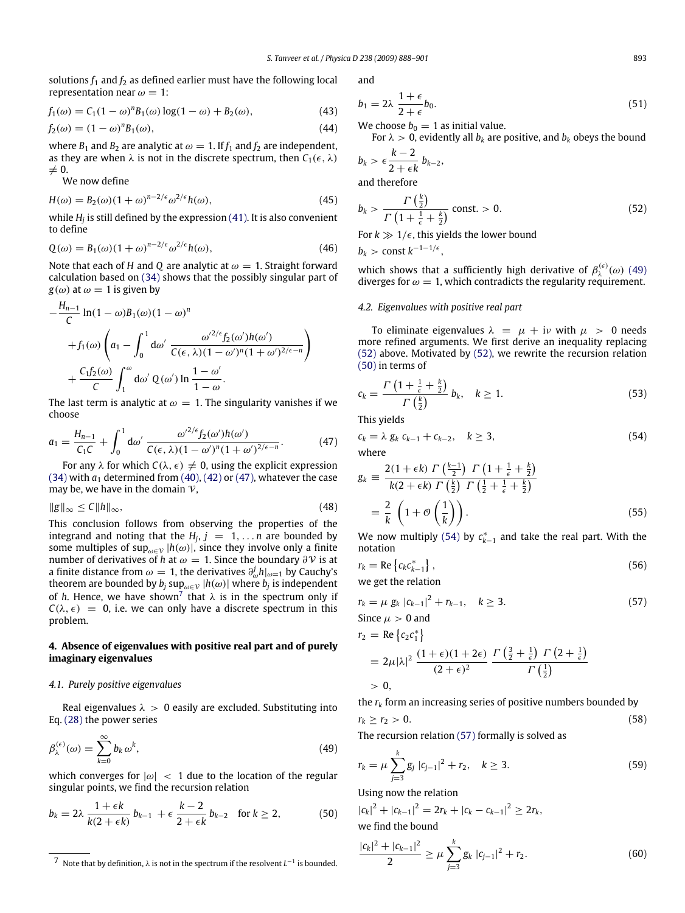solutions $f_1$ and $f_2$ as defined earlier must have the following local representation near $\omega = 1$:

$$f_1(\omega) = C_1(1-\omega)^n B_1(\omega)\log(1-\omega) + B_2(\omega), \tag{43}$$

$$f_2(\omega) = (1-\omega)^n B_1(\omega), \tag{44}$$

where $B_1$ and $B_2$ are analytic at $\omega = 1$. If $f_1$ and $f_2$ are independent, as they are when $\lambda$ is not in the discrete spectrum, then $C_1(\epsilon, \lambda) \neq 0$.

We now define

$$H(\omega) = B_2(\omega)(1+\omega)^{n-2/\epsilon}\omega^{2/\epsilon}h(\omega), \tag{45}$$

while $H_j$ is still defined by the expression (41). It is also convenient to define

$$Q(\omega) = B_1(\omega)(1+\omega)^{n-2/\epsilon}\omega^{2/\epsilon}h(\omega), \tag{46}$$

Note that each of $H$ and $Q$ are analytic at $\omega = 1$. Straight forward calculation based on (34) shows that the possibly singular part of $g(\omega)$ at $\omega = 1$ is given by

$$\begin{aligned}
&-\frac{H_{n-1}}{C}\ln(1-\omega)B_1(\omega)(1-\omega)^n \\
&+ f_1(\omega)\left(a_1 - \int_0^1 \mathrm{d}\omega' \, \frac{\omega'^{2/\epsilon} f_2(\omega')h(\omega')}{C(\epsilon,\lambda)(1-\omega')^n(1+\omega')^{2/\epsilon - n}}\right) \\
&+ \frac{C_1 f_2(\omega)}{C}\int_1^\omega \mathrm{d}\omega' \, Q(\omega') \ln\frac{1-\omega'}{1-\omega}.
\end{aligned}$$

The last term is analytic at $\omega = 1$. The singularity vanishes if we choose

$$a_1 = \frac{H_{n-1}}{C_1 C} + \int_0^1 \mathrm{d}\omega' \, \frac{\omega'^{2/\epsilon} f_2(\omega')h(\omega')}{C(\epsilon,\lambda)(1-\omega')^n(1+\omega')^{2/\epsilon - n}}. \tag{47}$$

For any $\lambda$ for which $C(\lambda, \epsilon) \neq 0$, using the explicit expression (34) with $a_1$ determined from (40), (42) or (47), whatever the case may be, we have in the domain $\mathcal{V}$,

$$\|g\|_\infty \leq C\|h\|_\infty, \tag{48}$$

This conclusion follows from observing the properties of the integrand and noting that the $H_j$, $j = 1, \ldots n$ are bounded by some multiples of $\sup_{\omega\in\mathcal{V}}|h(\omega)|$, since they involve only a finite number of derivatives of $h$ at $\omega = 1$. Since the boundary $\partial\mathcal{V}$ is at a finite distance from $\omega = 1$, the derivatives $\partial_\omega^j h|_{\omega=1}$ by Cauchy's theorem are bounded by $b_j \sup_{\omega\in\mathcal{V}}|h(\omega)|$ where $b_j$ is independent of $h$. Hence, we have shown[7] that $\lambda$ is in the spectrum only if $C(\lambda, \epsilon) = 0$, i.e. we can only have a discrete spectrum in this problem.

## 4. Absence of eigenvalues with positive real part and of purely imaginary eigenvalues

### 4.1. Purely positive eigenvalues

Real eigenvalues $\lambda > 0$ easily are excluded. Substituting into Eq. (28) the power series

$$\beta_\lambda^{(\epsilon)}(\omega) = \sum_{k=0}^\infty b_k \omega^k, \tag{49}$$

which converges for $|\omega| < 1$ due to the location of the regular singular points, we find the recursion relation

$$b_k = 2\lambda\,\frac{1+\epsilon k}{k(2+\epsilon k)}\,b_{k-1} + \epsilon\,\frac{k-2}{2+\epsilon k}\,b_{k-2} \quad \text{for } k \geq 2, \tag{50}$$

and

$$b_1 = 2\lambda\,\frac{1+\epsilon}{2+\epsilon}b_0. \tag{51}$$

We choose $b_0 = 1$ as initial value.

For $\lambda > 0$, evidently all $b_k$ are positive, and $b_k$ obeys the bound

$$b_k > \epsilon\,\frac{k-2}{2+\epsilon k}\,b_{k-2},$$

and therefore

$$b_k > \frac{\Gamma\left(\frac{k}{2}\right)}{\Gamma\left(1+\frac{1}{\epsilon}+\frac{k}{2}\right)}\,\text{const.} > 0. \tag{52}$$

For $k \gg 1/\epsilon$, this yields the lower bound

$$b_k > \text{const}\, k^{-1-1/\epsilon},$$

which shows that a sufficiently high derivative of $\beta_\lambda^{(\epsilon)}(\omega)$ (49) diverges for $\omega = 1$, which contradicts the regularity requirement.

### 4.2. Eigenvalues with positive real part

To eliminate eigenvalues $\lambda = \mu + \mathrm{i}\nu$ with $\mu > 0$ needs more refined arguments. We first derive an inequality replacing (52) above. Motivated by (52), we rewrite the recursion relation (50) in terms of

$$c_k = \frac{\Gamma\left(1+\frac{1}{\epsilon}+\frac{k}{2}\right)}{\Gamma\left(\frac{k}{2}\right)}\,b_k, \quad k \geq 1. \tag{53}$$

This yields

$$c_k = \lambda\, g_k\, c_{k-1} + c_{k-2}, \quad k \geq 3, \tag{54}$$

where

$$\begin{aligned}
g_k &\equiv \frac{2(1+\epsilon k)\,\Gamma\left(\frac{k-1}{2}\right)\,\Gamma\left(1+\frac{1}{\epsilon}+\frac{k}{2}\right)}{k(2+\epsilon k)\,\Gamma\left(\frac{k}{2}\right)\,\Gamma\left(\frac{1}{2}+\frac{1}{\epsilon}+\frac{k}{2}\right)} \\
&= \frac{2}{k}\left(1+\mathcal{O}\left(\frac{1}{k}\right)\right).
\end{aligned} \tag{55}$$

We now multiply (54) by $c_{k-1}^*$ and take the real part. With the notation

$$r_k = \mathrm{Re}\left\{c_k c_{k-1}^*\right\}, \tag{56}$$

we get the relation

$$r_k = \mu\, g_k\, |c_{k-1}|^2 + r_{k-1}, \quad k \geq 3. \tag{57}$$

Since $\mu > 0$ and

$$\begin{aligned}
r_2 &= \mathrm{Re}\left\{c_2 c_1^*\right\} \\
&= 2\mu|\lambda|^2\,\frac{(1+\epsilon)(1+2\epsilon)}{(2+\epsilon)^2}\,\frac{\Gamma\left(\frac{3}{2}+\frac{1}{\epsilon}\right)\,\Gamma\left(2+\frac{1}{\epsilon}\right)}{\Gamma\left(\frac{1}{2}\right)} \\
&> 0,
\end{aligned}$$

the $r_k$ form an increasing series of positive numbers bounded by

$$r_k \geq r_2 > 0. \tag{58}$$

The recursion relation (57) formally is solved as

$$r_k = \mu\sum_{j=3}^k g_j\,|c_{j-1}|^2 + r_2, \quad k \geq 3. \tag{59}$$

Using now the relation

$$|c_k|^2 + |c_{k-1}|^2 = 2r_k + |c_k - c_{k-1}|^2 \geq 2r_k,$$

we find the bound

$$\frac{|c_k|^2 + |c_{k-1}|^2}{2} \geq \mu\sum_{j=3}^k g_j\,|c_{j-1}|^2 + r_2. \tag{60}$$

[7] Note that by definition, $\lambda$ is not in the spectrum if the resolvent $L^{-1}$ is bounded.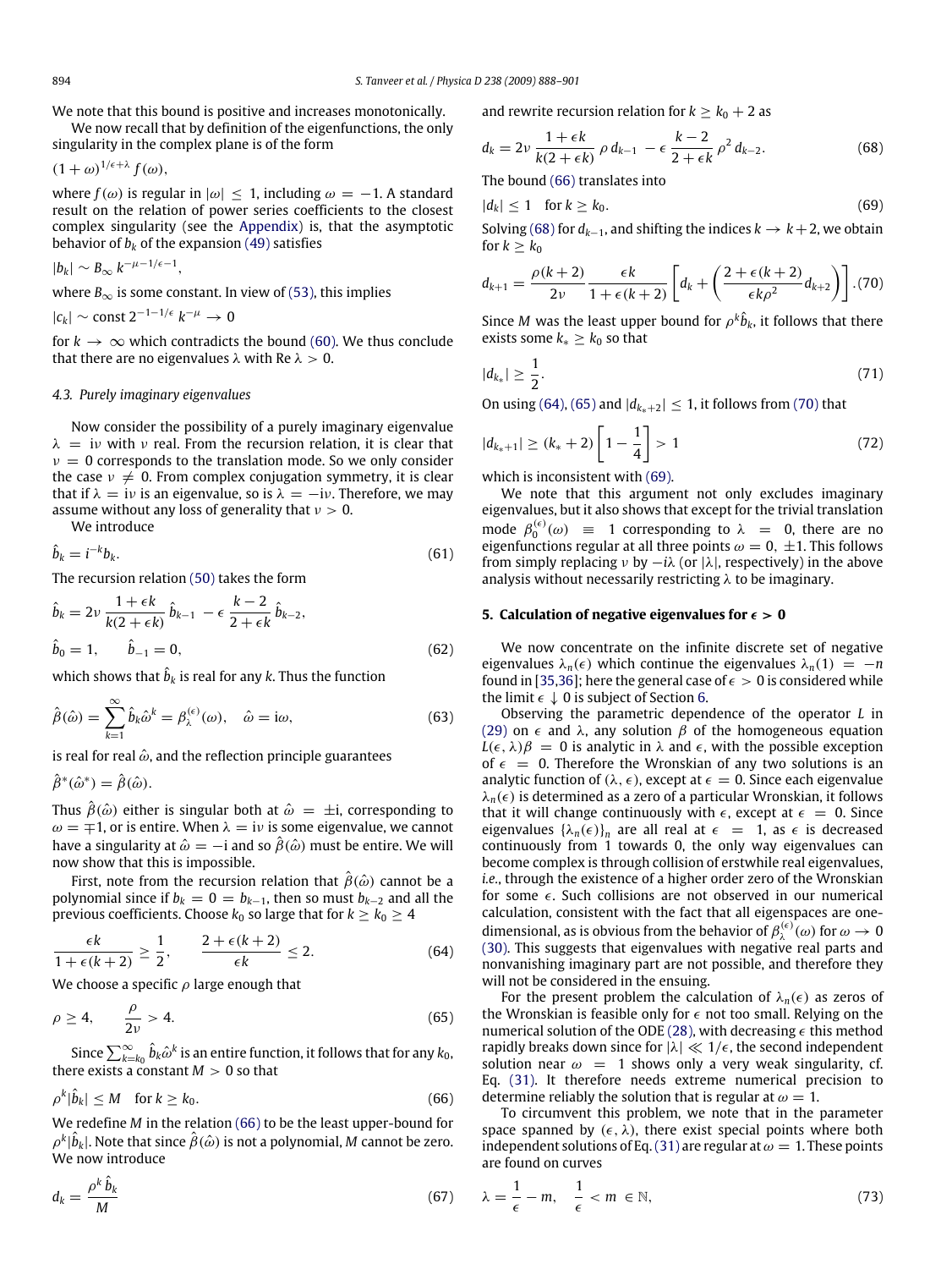We note that this bound is positive and increases monotonically.

We now recall that by definition of the eigenfunctions, the only singularity in the complex plane is of the form

$(1+\omega)^{1/\epsilon+\lambda} f(\omega)$,

where $f(\omega)$ is regular in $|\omega| \leq 1$, including $\omega = -1$. A standard result on the relation of power series coefficients to the closest complex singularity (see the Appendix) is, that the asymptotic behavior of $b_k$ of the expansion (49) satisfies

$|b_k| \sim B_\infty \, k^{-\mu - 1/\epsilon - 1}$,

where $B_\infty$ is some constant. In view of (53), this implies

$|c_k| \sim \text{const}\, 2^{-1-1/\epsilon} \, k^{-\mu} \to 0$

for $k \to \infty$ which contradicts the bound (60). We thus conclude that there are no eigenvalues $\lambda$ with $\operatorname{Re} \lambda > 0$.

### 4.3. Purely imaginary eigenvalues

Now consider the possibility of a purely imaginary eigenvalue $\lambda = i\nu$ with $\nu$ real. From the recursion relation, it is clear that $\nu = 0$ corresponds to the translation mode. So we only consider the case $\nu \neq 0$. From complex conjugation symmetry, it is clear that if $\lambda = i\nu$ is an eigenvalue, so is $\lambda = -i\nu$. Therefore, we may assume without any loss of generality that $\nu > 0$.

We introduce

$$\hat{b}_k = i^{-k} b_k. \tag{61}$$

The recursion relation (50) takes the form

$$\hat{b}_k = 2\nu \, \frac{1+\epsilon k}{k(2+\epsilon k)} \, \hat{b}_{k-1} - \epsilon \, \frac{k-2}{2+\epsilon k} \, \hat{b}_{k-2},$$
$$\hat{b}_0 = 1, \qquad \hat{b}_{-1} = 0, \tag{62}$$

which shows that $\hat{b}_k$ is real for any $k$. Thus the function

$$\hat{\beta}(\hat{\omega}) = \sum_{k=1}^{\infty} \hat{b}_k \hat{\omega}^k = \beta_\lambda^{(\epsilon)}(\omega), \quad \hat{\omega} = i\omega, \tag{63}$$

is real for real $\hat{\omega}$, and the reflection principle guarantees

$\hat{\beta}^*(\hat{\omega}^*) = \hat{\beta}(\hat{\omega})$.

Thus $\hat{\beta}(\hat{\omega})$ either is singular both at $\hat{\omega} = \pm i$, corresponding to $\omega = \mp 1$, or is entire. When $\lambda = i\nu$ is some eigenvalue, we cannot have a singularity at $\hat{\omega} = -i$ and so $\hat{\beta}(\hat{\omega})$ must be entire. We will now show that this is impossible.

First, note from the recursion relation that $\hat{\beta}(\hat{\omega})$ cannot be a polynomial since if $b_k = 0 = b_{k-1}$, then so must $b_{k-2}$ and all the previous coefficients. Choose $k_0$ so large that for $k \geq k_0 \geq 4$

$$\frac{\epsilon k}{1+\epsilon(k+2)} \geq \frac{1}{2}, \qquad \frac{2+\epsilon(k+2)}{\epsilon k} \leq 2. \tag{64}$$

We choose a specific $\rho$ large enough that

$$\rho \geq 4, \qquad \frac{\rho}{2\nu} > 4. \tag{65}$$

Since $\sum_{k=k_0}^{\infty} \hat{b}_k \hat{\omega}^k$ is an entire function, it follows that for any $k_0$, there exists a constant $M > 0$ so that

$$\rho^k |\hat{b}_k| \leq M \quad \text{for } k \geq k_0. \tag{66}$$

We redefine $M$ in the relation (66) to be the least upper-bound for $\rho^k |\hat{b}_k|$. Note that since $\hat{\beta}(\hat{\omega})$ is not a polynomial, $M$ cannot be zero. We now introduce

$$d_k = \frac{\rho^k \, \hat{b}_k}{M} \tag{67}$$

and rewrite recursion relation for $k \geq k_0 + 2$ as

$$d_k = 2\nu \, \frac{1+\epsilon k}{k(2+\epsilon k)} \, \rho \, d_{k-1} - \epsilon \, \frac{k-2}{2+\epsilon k} \, \rho^2 \, d_{k-2}. \tag{68}$$

The bound (66) translates into

$$|d_k| \leq 1 \quad \text{for } k \geq k_0. \tag{69}$$

Solving (68) for $d_{k-1}$, and shifting the indices $k \to k+2$, we obtain for $k \geq k_0$

$$d_{k+1} = \frac{\rho(k+2)}{2\nu} \, \frac{\epsilon k}{1+\epsilon(k+2)} \left[ d_k + \left( \frac{2+\epsilon(k+2)}{\epsilon k \rho^2} d_{k+2} \right) \right]. \tag{70}$$

Since $M$ was the least upper bound for $\rho^k \hat{b}_k$, it follows that there exists some $k_* \geq k_0$ so that

$$|d_{k_*}| \geq \frac{1}{2}. \tag{71}$$

On using (64), (65) and $|d_{k_*+2}| \leq 1$, it follows from (70) that

$$|d_{k_*+1}| \geq (k_* + 2) \left[ 1 - \frac{1}{4} \right] > 1 \tag{72}$$

which is inconsistent with (69).

We note that this argument not only excludes imaginary eigenvalues, but it also shows that except for the trivial translation mode $\beta_0^{(\epsilon)}(\omega) \equiv 1$ corresponding to $\lambda = 0$, there are no eigenfunctions regular at all three points $\omega = 0, \pm 1$. This follows from simply replacing $\nu$ by $-i\lambda$ (or $|\lambda|$, respectively) in the above analysis without necessarily restricting $\lambda$ to be imaginary.

## 5. Calculation of negative eigenvalues for $\epsilon > 0$

We now concentrate on the infinite discrete set of negative eigenvalues $\lambda_n(\epsilon)$ which continue the eigenvalues $\lambda_n(1) = -n$ found in [35,36]; here the general case of $\epsilon > 0$ is considered while the limit $\epsilon \downarrow 0$ is subject of Section 6.

Observing the parametric dependence of the operator $L$ in (29) on $\epsilon$ and $\lambda$, any solution $\beta$ of the homogeneous equation $L(\epsilon, \lambda)\beta = 0$ is analytic in $\lambda$ and $\epsilon$, with the possible exception of $\epsilon = 0$. Therefore the Wronskian of any two solutions is an analytic function of $(\lambda, \epsilon)$, except at $\epsilon = 0$. Since each eigenvalue $\lambda_n(\epsilon)$ is determined as a zero of a particular Wronskian, it follows that it will change continuously with $\epsilon$, except at $\epsilon = 0$. Since eigenvalues $\{\lambda_n(\epsilon)\}_n$ are all real at $\epsilon = 1$, as $\epsilon$ is decreased continuously from 1 towards 0, the only way eigenvalues can become complex is through collision of erstwhile real eigenvalues, *i.e.*, through the existence of a higher order zero of the Wronskian for some $\epsilon$. Such collisions are not observed in our numerical calculation, consistent with the fact that all eigenspaces are one-dimensional, as is obvious from the behavior of $\beta_\lambda^{(\epsilon)}(\omega)$ for $\omega \to 0$ (30). This suggests that eigenvalues with negative real parts and nonvanishing imaginary part are not possible, and therefore they will not be considered in the ensuing.

For the present problem the calculation of $\lambda_n(\epsilon)$ as zeros of the Wronskian is feasible only for $\epsilon$ not too small. Relying on the numerical solution of the ODE (28), with decreasing $\epsilon$ this method rapidly breaks down since for $|\lambda| \ll 1/\epsilon$, the second independent solution near $\omega = 1$ shows only a very weak singularity, cf. Eq. (31). It therefore needs extreme numerical precision to determine reliably the solution that is regular at $\omega = 1$.

To circumvent this problem, we note that in the parameter space spanned by $(\epsilon, \lambda)$, there exist special points where both independent solutions of Eq. (31) are regular at $\omega = 1$. These points are found on curves

$$\lambda = \frac{1}{\epsilon} - m, \quad \frac{1}{\epsilon} < m \in \mathbb{N}, \tag{73}$$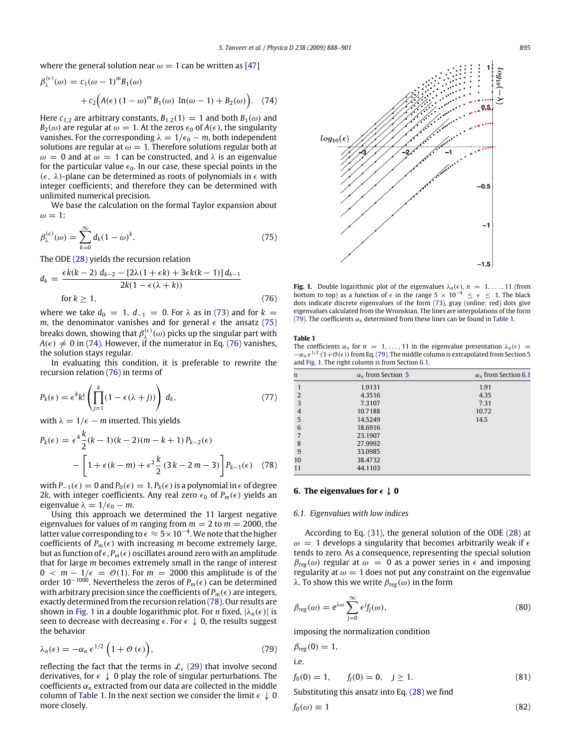where the general solution near $\omega = 1$ can be written as [47]

$$\beta_\lambda^{(\epsilon)}(\omega) = c_1(\omega - 1)^m B_1(\omega) + c_2\Big(A(\epsilon)\,(1-\omega)^m B_1(\omega)\,\ln(\omega - 1) + B_2(\omega)\Big). \quad (74)$$

Here $c_{1,2}$ are arbitrary constants, $B_{1,2}(1) = 1$ and both $B_1(\omega)$ and $B_2(\omega)$ are regular at $\omega = 1$. At the zeros $\epsilon_0$ of $A(\epsilon)$, the singularity vanishes. For the corresponding $\lambda = 1/\epsilon_0 - m$, both independent solutions are regular at $\omega = 1$. Therefore solutions regular both at $\omega = 0$ and at $\omega = 1$ can be constructed, and $\lambda$ is an eigenvalue for the particular value $\epsilon_0$. In our case, these special points in the $(\epsilon, \lambda)$-plane can be determined as roots of polynomials in $\epsilon$ with integer coefficients; and therefore they can be determined with unlimited numerical precision.

We base the calculation on the formal Taylor expansion about $\omega = 1$:

$$\beta_\lambda^{(\epsilon)}(\omega) = \sum_{k=0}^{\infty} d_k(1-\omega)^k. \quad (75)$$

The ODE (28) yields the recursion relation

$$d_k = \frac{\epsilon k(k-2)\, d_{k-2} - [2\lambda(1+\epsilon k) + 3\epsilon k(k-1)]\, d_{k-1}}{2k(1-\epsilon(\lambda+k))} \quad \text{for } k \geq 1, \quad (76)$$

where we take $d_0 = 1$, $d_{-1} = 0$. For $\lambda$ as in (73) and for $k = m$, the denominator vanishes and for general $\epsilon$ the ansatz (75) breaks down, showing that $\beta_\lambda^{(\epsilon)}(\omega)$ picks up the singular part with $A(\epsilon) \neq 0$ in (74). However, if the numerator in Eq. (76) vanishes, the solution stays regular.

In evaluating this condition, it is preferable to rewrite the recursion relation (76) in terms of

$$P_k(\epsilon) = \epsilon^k k! \left(\prod_{j=1}^{k}(1-\epsilon(\lambda+j))\right) d_k, \quad (77)$$

with $\lambda = 1/\epsilon - m$ inserted. This yields

$$P_k(\epsilon) = \epsilon^4 \frac{k}{2}(k-1)(k-2)(m-k+1)\, P_{k-2}(\epsilon) - \left[1 + \epsilon(k-m) + \epsilon^2 \frac{k}{2}(3k - 2m - 3)\right] P_{k-1}(\epsilon) \quad (78)$$

with $P_{-1}(\epsilon) = 0$ and $P_0(\epsilon) = 1$. $P_k(\epsilon)$ is a polynomial in $\epsilon$ of degree $2k$, with integer coefficients. Any real zero $\epsilon_0$ of $P_m(\epsilon)$ yields an eigenvalue $\lambda = 1/\epsilon_0 - m$.

Using this approach we determined the 11 largest negative eigenvalues for values of $m$ ranging from $m = 2$ to $m = 2000$, the latter value corresponding to $\epsilon \approx 5 \times 10^{-4}$. We note that the higher coefficients of $P_m(\epsilon)$ with increasing $m$ become extremely large, but as function of $\epsilon$, $P_m(\epsilon)$ oscillates around zero with an amplitude that for large $m$ becomes extremely small in the range of interest $0 < m - 1/\epsilon = \mathcal{O}(1)$. For $m = 2000$ this amplitude is of the order $10^{-1000}$. Nevertheless the zeros of $P_m(\epsilon)$ can be determined with arbitrary precision since the coefficients of $P_m(\epsilon)$ are integers, exactly determined from the recursion relation (78). Our results are shown in Fig. 1 in a double logarithmic plot. For $n$ fixed, $|\lambda_n(\epsilon)|$ is seen to decrease with decreasing $\epsilon$. For $\epsilon \downarrow 0$, the results suggest the behavior

$$\lambda_n(\epsilon) = -\alpha_n\, \epsilon^{1/2}\Big(1 + \mathcal{O}(\epsilon)\Big), \quad (79)$$

reflecting the fact that the terms in $\mathcal{L}_\epsilon$ (29) that involve second derivatives, for $\epsilon \downarrow 0$ play the role of singular perturbations. The coefficients $\alpha_n$ extracted from our data are collected in the middle column of Table 1. In the next section we consider the limit $\epsilon \downarrow 0$ more closely.

**Fig. 1.** Double logarithmic plot of the eigenvalues $\lambda_n(\epsilon)$, $n = 1, \ldots, 11$ (from bottom to top) as a function of $\epsilon$ in the range $5 \times 10^{-4} \leq \epsilon \leq 1$. The black dots indicate discrete eigenvalues of the form (73), gray (online: red) dots give eigenvalues calculated from the Wronskian. The lines are interpolations of the form (79). The coefficients $\alpha_n$ determined from these lines can be found in Table 1.

**Table 1**
The coefficients $\alpha_n$ for $n = 1, \ldots, 11$ in the eigenvalue presentation $\lambda_n(\epsilon) = -\alpha_n\, \epsilon^{1/2}(1+\mathcal{O}(\epsilon))$ from Eq. (79). The middle column is extrapolated from Section 5 and Fig. 1. The right column is from Section 6.1.

| $n$ | $\alpha_n$ from Section 5 | $\alpha_n$ from Section 6.1 |
|---|---|---|
| 1 | 1.9131 | 1.91 |
| 2 | 4.3516 | 4.35 |
| 3 | 7.3107 | 7.31 |
| 4 | 10.7188 | 10.72 |
| 5 | 14.5249 | 14.5 |
| 6 | 18.6916 | |
| 7 | 23.1907 | |
| 8 | 27.9992 | |
| 9 | 33.0985 | |
| 10 | 38.4732 | |
| 11 | 44.1103 | |

## 6. The eigenvalues for $\epsilon \downarrow 0$

### 6.1. Eigenvalues with low indices

According to Eq. (31), the general solution of the ODE (28) at $\omega = 1$ develops a singularity that becomes arbitrarily weak if $\epsilon$ tends to zero. As a consequence, representing the special solution $\beta_{reg}(\omega)$ regular at $\omega = 0$ as a power series in $\epsilon$ and imposing regularity at $\omega = 1$ does not put any constraint on the eigenvalue $\lambda$. To show this we write $\beta_{reg}(\omega)$ in the form

$$\beta_{reg}(\omega) = e^{\lambda\omega} \sum_{j=0}^{\infty} \epsilon^j f_j(\omega), \quad (80)$$

imposing the normalization condition

$\beta_{reg}(0) = 1,$

i.e.

$$f_0(0) = 1, \qquad f_j(0) = 0, \quad j \geq 1. \quad (81)$$

Substituting this ansatz into Eq. (28) we find

$$f_0(\omega) \equiv 1 \quad (82)$$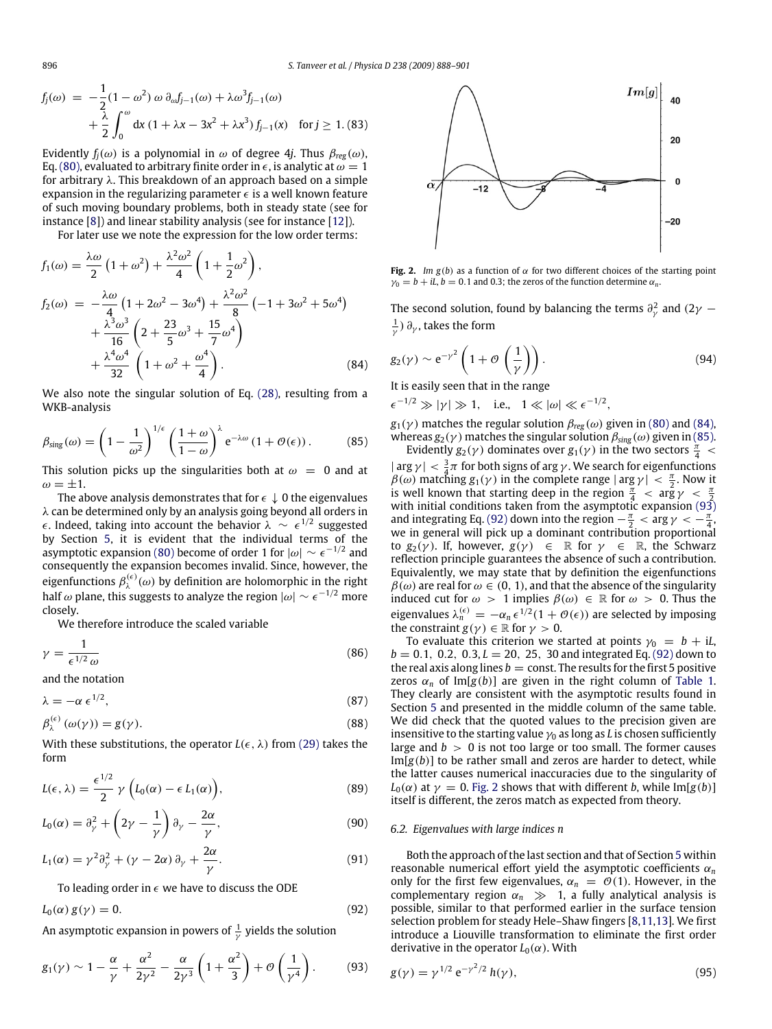$$f_j(\omega) = -\frac{1}{2}(1-\omega^2)\,\omega\,\partial_\omega f_{j-1}(\omega) + \lambda\omega^3 f_{j-1}(\omega) + \frac{\lambda}{2}\int_0^\omega dx\,(1+\lambda x - 3x^2 + \lambda x^3)\,f_{j-1}(x) \quad \text{for } j \geq 1. \tag{83}$$

Evidently $f_j(\omega)$ is a polynomial in $\omega$ of degree $4j$. Thus $\beta_{reg}(\omega)$, Eq. (80), evaluated to arbitrary finite order in $\epsilon$, is analytic at $\omega = 1$ for arbitrary $\lambda$. This breakdown of an approach based on a simple expansion in the regularizing parameter $\epsilon$ is a well known feature of such moving boundary problems, both in steady state (see for instance [8]) and linear stability analysis (see for instance [12]).

For later use we note the expression for the low order terms:

$$f_1(\omega) = \frac{\lambda\omega}{2}\left(1+\omega^2\right) + \frac{\lambda^2\omega^2}{4}\left(1+\frac{1}{2}\omega^2\right),$$

$$f_2(\omega) = -\frac{\lambda\omega}{4}\left(1+2\omega^2-3\omega^4\right) + \frac{\lambda^2\omega^2}{8}\left(-1+3\omega^2+5\omega^4\right) + \frac{\lambda^3\omega^3}{16}\left(2+\frac{23}{5}\omega^3+\frac{15}{7}\omega^4\right) + \frac{\lambda^4\omega^4}{32}\left(1+\omega^2+\frac{\omega^4}{4}\right). \tag{84}$$

We also note the singular solution of Eq. (28), resulting from a WKB-analysis

$$\beta_{sing}(\omega) = \left(1-\frac{1}{\omega^2}\right)^{1/\epsilon}\left(\frac{1+\omega}{1-\omega}\right)^{\lambda} e^{-\lambda\omega}\left(1+\mathcal{O}(\epsilon)\right). \tag{85}$$

This solution picks up the singularities both at $\omega = 0$ and at $\omega = \pm 1$.

The above analysis demonstrates that for $\epsilon \downarrow 0$ the eigenvalues $\lambda$ can be determined only by an analysis going beyond all orders in $\epsilon$. Indeed, taking into account the behavior $\lambda \sim \epsilon^{1/2}$ suggested by Section 5, it is evident that the individual terms of the asymptotic expansion (80) become of order 1 for $|\omega| \sim \epsilon^{-1/2}$ and consequently the expansion becomes invalid. Since, however, the eigenfunctions $\beta_\lambda^{(\epsilon)}(\omega)$ by definition are holomorphic in the right half $\omega$ plane, this suggests to analyze the region $|\omega| \sim \epsilon^{-1/2}$ more closely.

We therefore introduce the scaled variable

$$\gamma = \frac{1}{\epsilon^{1/2}\,\omega} \tag{86}$$

and the notation

$$\lambda = -\alpha\,\epsilon^{1/2}, \tag{87}$$

$$\beta_\lambda^{(\epsilon)}(\omega(\gamma)) = g(\gamma). \tag{88}$$

With these substitutions, the operator $L(\epsilon, \lambda)$ from (29) takes the form

$$L(\epsilon,\lambda) = \frac{\epsilon^{1/2}}{2}\,\gamma\left(L_0(\alpha) - \epsilon\,L_1(\alpha)\right), \tag{89}$$

$$L_0(\alpha) = \partial_\gamma^2 + \left(2\gamma - \frac{1}{\gamma}\right)\partial_\gamma - \frac{2\alpha}{\gamma}, \tag{90}$$

$$L_1(\alpha) = \gamma^2\partial_\gamma^2 + (\gamma - 2\alpha)\,\partial_\gamma + \frac{2\alpha}{\gamma}. \tag{91}$$

To leading order in $\epsilon$ we have to discuss the ODE

$$L_0(\alpha)\,g(\gamma) = 0. \tag{92}$$

An asymptotic expansion in powers of $\frac{1}{\gamma}$ yields the solution

$$g_1(\gamma) \sim 1 - \frac{\alpha}{\gamma} + \frac{\alpha^2}{2\gamma^2} - \frac{\alpha}{2\gamma^3}\left(1+\frac{\alpha^2}{3}\right) + \mathcal{O}\left(\frac{1}{\gamma^4}\right). \tag{93}$$

**Fig. 2.** $Im\, g(b)$ as a function of $\alpha$ for two different choices of the starting point $\gamma_0 = b + iL$, $b = 0.1$ and $0.3$; the zeros of the function determine $\alpha_n$.

The second solution, found by balancing the terms $\partial_\gamma^2$ and $(2\gamma - \frac{1}{\gamma})\,\partial_\gamma$, takes the form

$$g_2(\gamma) \sim e^{-\gamma^2}\left(1 + \mathcal{O}\left(\frac{1}{\gamma}\right)\right). \tag{94}$$

It is easily seen that in the range

$$\epsilon^{-1/2} \gg |\gamma| \gg 1, \quad \text{i.e.,} \quad 1 \ll |\omega| \ll \epsilon^{-1/2},$$

$g_1(\gamma)$ matches the regular solution $\beta_{reg}(\omega)$ given in (80) and (84), whereas $g_2(\gamma)$ matches the singular solution $\beta_{sing}(\omega)$ given in (85).

Evidently $g_2(\gamma)$ dominates over $g_1(\gamma)$ in the two sectors $\frac{\pi}{4} < |\arg\gamma| < \frac{3}{4}\pi$ for both signs of $\arg\gamma$. We search for eigenfunctions $\beta(\omega)$ matching $g_1(\gamma)$ in the complete range $|\arg\gamma| < \frac{\pi}{2}$. Now it is well known that starting deep in the region $\frac{\pi}{4} < \arg\gamma < \frac{\pi}{2}$ with initial conditions taken from the asymptotic expansion (93) and integrating Eq. (92) down into the region $-\frac{\pi}{2} < \arg\gamma < -\frac{\pi}{4}$, we in general will pick up a dominant contribution proportional to $g_2(\gamma)$. If, however, $g(\gamma) \in \mathbb{R}$ for $\gamma \in \mathbb{R}$, the Schwarz reflection principle guarantees the absence of such a contribution. Equivalently, we may state that by definition the eigenfunctions $\beta(\omega)$ are real for $\omega \in (0, 1)$, and that the absence of the singularity induced cut for $\omega > 1$ implies $\beta(\omega) \in \mathbb{R}$ for $\omega > 0$. Thus the eigenvalues $\lambda_n^{(\epsilon)} = -\alpha_n\,\epsilon^{1/2}(1 + \mathcal{O}(\epsilon))$ are selected by imposing the constraint $g(\gamma) \in \mathbb{R}$ for $\gamma > 0$.

To evaluate this criterion we started at points $\gamma_0 = b + iL$, $b = 0.1,\ 0.2,\ 0.3, L = 20,\ 25,\ 30$ and integrated Eq. (92) down to the real axis along lines $b = \text{const}$. The results for the first 5 positive zeros $\alpha_n$ of $\text{Im}[g(b)]$ are given in the right column of Table 1. They clearly are consistent with the asymptotic results found in Section 5 and presented in the middle column of the same table. We did check that the quoted values to the precision given are insensitive to the starting value $\gamma_0$ as long as $L$ is chosen sufficiently large and $b > 0$ is not too large or too small. The former causes $\text{Im}[g(b)]$ to be rather small and zeros are harder to detect, while the latter causes numerical inaccuracies due to the singularity of $L_0(\alpha)$ at $\gamma = 0$. Fig. 2 shows that with different $b$, while $\text{Im}[g(b)]$ itself is different, the zeros match as expected from theory.

### 6.2. Eigenvalues with large indices n

Both the approach of the last section and that of Section 5 within reasonable numerical effort yield the asymptotic coefficients $\alpha_n$ only for the first few eigenvalues, $\alpha_n = \mathcal{O}(1)$. However, in the complementary region $\alpha_n \gg 1$, a fully analytical analysis is possible, similar to that performed earlier in the surface tension selection problem for steady Hele–Shaw fingers [8,11,13]. We first introduce a Liouville transformation to eliminate the first order derivative in the operator $L_0(\alpha)$. With

$$g(\gamma) = \gamma^{1/2}\,e^{-\gamma^2/2}\,h(\gamma), \tag{95}$$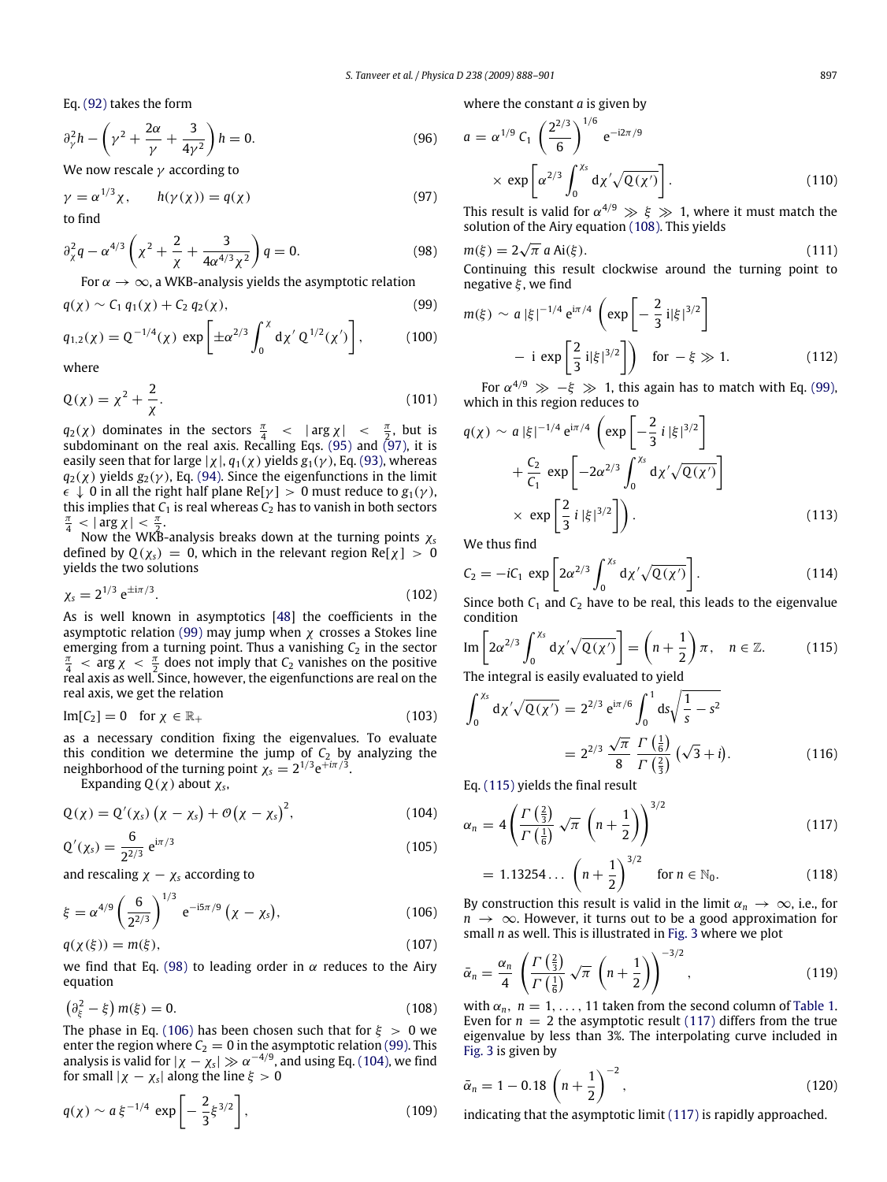Eq. (92) takes the form

$$\partial_\gamma^2 h - \left(\gamma^2 + \frac{2\alpha}{\gamma} + \frac{3}{4\gamma^2}\right) h = 0. \tag{96}$$

We now rescale $\gamma$ according to

$$\gamma = \alpha^{1/3}\chi, \qquad h(\gamma(\chi)) = q(\chi) \tag{97}$$

to find

$$\partial_\chi^2 q - \alpha^{4/3}\left(\chi^2 + \frac{2}{\chi} + \frac{3}{4\alpha^{4/3}\chi^2}\right) q = 0. \tag{98}$$

For $\alpha \to \infty$, a WKB-analysis yields the asymptotic relation

$$q(\chi) \sim C_1\, q_1(\chi) + C_2\, q_2(\chi), \tag{99}$$

$$q_{1,2}(\chi) = Q^{-1/4}(\chi)\, \exp\left[\pm\alpha^{2/3}\int_0^\chi d\chi'\, Q^{1/2}(\chi')\right], \tag{100}$$

where

$$Q(\chi) = \chi^2 + \frac{2}{\chi}. \tag{101}$$

$q_2(\chi)$ dominates in the sectors $\frac{\pi}{4} < |\arg\chi| < \frac{\pi}{2}$, but is subdominant on the real axis. Recalling Eqs. (95) and (97), it is easily seen that for large $|\chi|$, $q_1(\chi)$ yields $g_1(\gamma)$, Eq. (93), whereas $q_2(\chi)$ yields $g_2(\gamma)$, Eq. (94). Since the eigenfunctions in the limit $\epsilon \downarrow 0$ in all the right half plane $\mathrm{Re}[\gamma] > 0$ must reduce to $g_1(\gamma)$, this implies that $C_1$ is real whereas $C_2$ has to vanish in both sectors $\frac{\pi}{4} < |\arg\chi| < \frac{\pi}{2}$.

Now the WKB-analysis breaks down at the turning points $\chi_s$ defined by $Q(\chi_s) = 0$, which in the relevant region $\mathrm{Re}[\chi] > 0$ yields the two solutions

$$\chi_s = 2^{1/3}\,e^{\pm i\pi/3}. \tag{102}$$

As is well known in asymptotics [48] the coefficients in the asymptotic relation (99) may jump when $\chi$ crosses a Stokes line emerging from a turning point. Thus a vanishing $C_2$ in the sector $\frac{\pi}{4} < \arg\chi < \frac{\pi}{2}$ does not imply that $C_2$ vanishes on the positive real axis as well. Since, however, the eigenfunctions are real on the real axis, we get the relation

$$\mathrm{Im}[C_2] = 0 \quad \text{for } \chi \in \mathbb{R}_+ \tag{103}$$

as a necessary condition fixing the eigenvalues. To evaluate this condition we determine the jump of $C_2$ by analyzing the neighborhood of the turning point $\chi_s = 2^{1/3}e^{+i\pi/3}$.

Expanding $Q(\chi)$ about $\chi_s$,

$$Q(\chi) = Q'(\chi_s)\left(\chi - \chi_s\right) + \mathcal{O}\left(\chi - \chi_s\right)^2, \tag{104}$$

$$Q'(\chi_s) = \frac{6}{2^{2/3}}\,e^{i\pi/3} \tag{105}$$

and rescaling $\chi - \chi_s$ according to

$$\xi = \alpha^{4/9}\left(\frac{6}{2^{2/3}}\right)^{1/3} e^{-i5\pi/9}\left(\chi - \chi_s\right), \tag{106}$$

$$q(\chi(\xi)) = m(\xi), \tag{107}$$

we find that Eq. (98) to leading order in $\alpha$ reduces to the Airy equation

$$\left(\partial_\xi^2 - \xi\right) m(\xi) = 0. \tag{108}$$

The phase in Eq. (106) has been chosen such that for $\xi > 0$ we enter the region where $C_2 = 0$ in the asymptotic relation (99). This analysis is valid for $|\chi - \chi_s| \gg \alpha^{-4/9}$, and using Eq. (104), we find for small $|\chi - \chi_s|$ along the line $\xi > 0$

$$q(\chi) \sim a\,\xi^{-1/4}\,\exp\left[-\frac{2}{3}\xi^{3/2}\right], \tag{109}$$

where the constant $a$ is given by

$$a = \alpha^{1/9}\,C_1\left(\frac{2^{2/3}}{6}\right)^{1/6} e^{-i2\pi/9} \times \exp\left[\alpha^{2/3}\int_0^{\chi_s} d\chi'\sqrt{Q(\chi')}\right]. \tag{110}$$

This result is valid for $\alpha^{4/9} \gg \xi \gg 1$, where it must match the solution of the Airy equation (108). This yields

$$m(\xi) = 2\sqrt{\pi}\,a\,\mathrm{Ai}(\xi). \tag{111}$$

Continuing this result clockwise around the turning point to negative $\xi$, we find

$$m(\xi) \sim a\,|\xi|^{-1/4}\,e^{i\pi/4}\left(\exp\left[-\frac{2}{3}\,i|\xi|^{3/2}\right] - i\,\exp\left[\frac{2}{3}\,i|\xi|^{3/2}\right]\right) \quad \text{for } -\xi \gg 1. \tag{112}$$

For $\alpha^{4/9} \gg -\xi \gg 1$, this again has to match with Eq. (99), which in this region reduces to

$$q(\chi) \sim a\,|\xi|^{-1/4}\,e^{i\pi/4}\left(\exp\left[-\frac{2}{3}\,i\,|\xi|^{3/2}\right] + \frac{C_2}{C_1}\,\exp\left[-2\alpha^{2/3}\int_0^{\chi_s} d\chi'\sqrt{Q(\chi')}\right] \times \exp\left[\frac{2}{3}\,i\,|\xi|^{3/2}\right]\right). \tag{113}$$

We thus find

$$C_2 = -iC_1\,\exp\left[2\alpha^{2/3}\int_0^{\chi_s} d\chi'\sqrt{Q(\chi')}\right]. \tag{114}$$

Since both $C_1$ and $C_2$ have to be real, this leads to the eigenvalue condition

$$\mathrm{Im}\left[2\alpha^{2/3}\int_0^{\chi_s} d\chi'\sqrt{Q(\chi')}\right] = \left(n + \frac{1}{2}\right)\pi, \quad n \in \mathbb{Z}. \tag{115}$$

The integral is easily evaluated to yield

$$\int_0^{\chi_s} d\chi'\sqrt{Q(\chi')} = 2^{2/3}\,e^{i\pi/6}\int_0^1 ds\sqrt{\frac{1}{s} - s^2} = 2^{2/3}\,\frac{\sqrt{\pi}}{8}\,\frac{\Gamma\left(\frac{1}{6}\right)}{\Gamma\left(\frac{2}{3}\right)}\left(\sqrt{3} + i\right). \tag{116}$$

Eq. (115) yields the final result

$$\alpha_n = 4\left(\frac{\Gamma\left(\frac{2}{3}\right)}{\Gamma\left(\frac{1}{6}\right)}\,\sqrt{\pi}\,\left(n + \frac{1}{2}\right)\right)^{3/2} \tag{117}$$

$$= 1.13254\ldots\left(n + \frac{1}{2}\right)^{3/2} \quad \text{for } n \in \mathbb{N}_0. \tag{118}$$

By construction this result is valid in the limit $\alpha_n \to \infty$, i.e., for $n \to \infty$. However, it turns out to be a good approximation for small $n$ as well. This is illustrated in Fig. 3 where we plot

$$\bar{\alpha}_n = \frac{\alpha_n}{4}\left(\frac{\Gamma\left(\frac{2}{3}\right)}{\Gamma\left(\frac{1}{6}\right)}\,\sqrt{\pi}\,\left(n + \frac{1}{2}\right)\right)^{-3/2}, \tag{119}$$

with $\alpha_n$, $n = 1, \ldots, 11$ taken from the second column of Table 1. Even for $n = 2$ the asymptotic result (117) differs from the true eigenvalue by less than 3%. The interpolating curve included in Fig. 3 is given by

$$\bar{\alpha}_n = 1 - 0.18\left(n + \frac{1}{2}\right)^{-2}, \tag{120}$$

indicating that the asymptotic limit (117) is rapidly approached.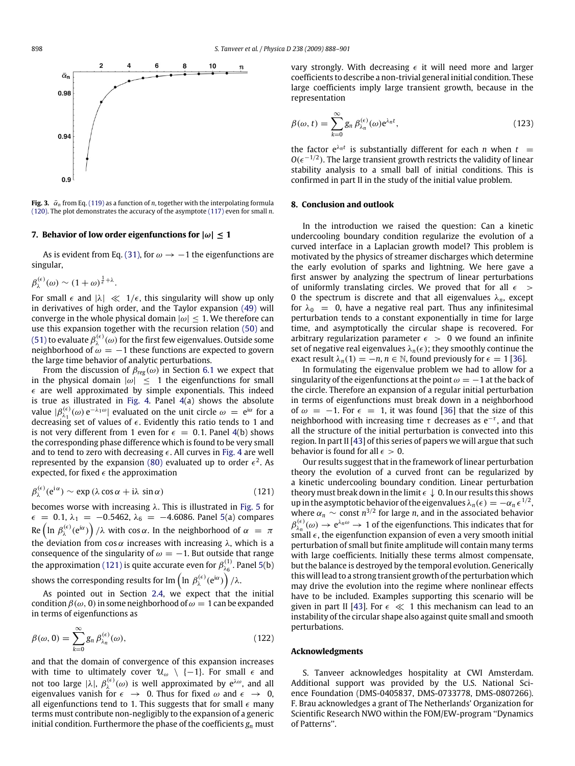**Fig. 3.** $\bar{\alpha}_n$ from Eq. (119) as a function of $n$, together with the interpolating formula (120). The plot demonstrates the accuracy of the asymptote (117) even for small $n$.

## 7. Behavior of low order eigenfunctions for $|\omega| \leq 1$

As is evident from Eq. (31), for $\omega \to -1$ the eigenfunctions are singular,

$$\beta_\lambda^{(\epsilon)}(\omega) \sim (1+\omega)^{\frac{1}{\epsilon}+\lambda}.$$

For small $\epsilon$ and $|\lambda| \ll 1/\epsilon$, this singularity will show up only in derivatives of high order, and the Taylor expansion (49) will converge in the whole physical domain $|\omega| \leq 1$. We therefore can use this expansion together with the recursion relation (50) and (51) to evaluate $\beta_\lambda^{(\epsilon)}(\omega)$ for the first few eigenvalues. Outside some neighborhood of $\omega = -1$ these functions are expected to govern the large time behavior of analytic perturbations.

From the discussion of $\beta_{reg}(\omega)$ in Section 6.1 we expect that in the physical domain $|\omega| \leq 1$ the eigenfunctions for small $\epsilon$ are well approximated by simple exponentials. This indeed is true as illustrated in Fig. 4. Panel 4(a) shows the absolute value $|\beta_{\lambda_1}^{(\epsilon)}(\omega)\, e^{-\lambda_1 \omega}|$ evaluated on the unit circle $\omega = e^{i\alpha}$ for a decreasing set of values of $\epsilon$. Evidently this ratio tends to 1 and is not very different from 1 even for $\epsilon = 0.1$. Panel 4(b) shows the corresponding phase difference which is found to be very small and to tend to zero with decreasing $\epsilon$. All curves in Fig. 4 are well represented by the expansion (80) evaluated up to order $\epsilon^2$. As expected, for fixed $\epsilon$ the approximation

$$\beta_\lambda^{(\epsilon)}(e^{i\alpha}) \sim \exp\left(\lambda \cos\alpha + i\lambda \sin\alpha\right) \tag{121}$$

becomes worse with increasing $\lambda$. This is illustrated in Fig. 5 for $\epsilon = 0.1$, $\lambda_1 = -0.5462$, $\lambda_6 = -4.6086$. Panel 5(a) compares $\mathrm{Re}\left(\ln \beta_\lambda^{(\epsilon)}(e^{i\alpha})\right)/\lambda$ with $\cos\alpha$. In the neighborhood of $\alpha = \pi$ the deviation from $\cos\alpha$ increases with increasing $\lambda$, which is a consequence of the singularity of $\omega = -1$. But outside that range the approximation (121) is quite accurate even for $\beta_{\lambda_6}^{(1)}$. Panel 5(b) shows the corresponding results for $\mathrm{Im}\left(\ln \beta_\lambda^{(\epsilon)}(e^{i\alpha})\right)/\lambda$.

As pointed out in Section 2.4, we expect that the initial condition $\beta(\omega, 0)$ in some neighborhood of $\omega = 1$ can be expanded in terms of eigenfunctions as

$$\beta(\omega, 0) = \sum_{k=0}^{\infty} g_n\, \beta_{\lambda_n}^{(\epsilon)}(\omega), \tag{122}$$

and that the domain of convergence of this expansion increases with time to ultimately cover $\mathcal{U}_\omega \setminus \{-1\}$. For small $\epsilon$ and not too large $|\lambda|$, $\beta_\lambda^{(\epsilon)}(\omega)$ is well approximated by $e^{\lambda\omega}$, and all eigenvalues vanish for $\epsilon \to 0$. Thus for fixed $\omega$ and $\epsilon \to 0$, all eigenfunctions tend to 1. This suggests that for small $\epsilon$ many terms must contribute non-negligibly to the expansion of a generic initial condition. Furthermore the phase of the coefficients $g_n$ must vary strongly. With decreasing $\epsilon$ it will need more and larger coefficients to describe a non-trivial general initial condition. These large coefficients imply large transient growth, because in the representation

$$\beta(\omega, t) = \sum_{k=0}^{\infty} g_n\, \beta_{\lambda_n}^{(\epsilon)}(\omega)\, e^{\lambda_n t}, \tag{123}$$

the factor $e^{\lambda_n t}$ is substantially different for each $n$ when $t = O(\epsilon^{-1/2})$. The large transient growth restricts the validity of linear stability analysis to a small ball of initial conditions. This is confirmed in part II in the study of the initial value problem.

## 8. Conclusion and outlook

In the introduction we raised the question: Can a kinetic undercooling boundary condition regularize the evolution of a curved interface in a Laplacian growth model? This problem is motivated by the physics of streamer discharges which determine the early evolution of sparks and lightning. We here gave a first answer by analyzing the spectrum of linear perturbations of uniformly translating circles. We proved that for all $\epsilon > 0$ the spectrum is discrete and that all eigenvalues $\lambda_n$, except for $\lambda_0 = 0$, have a negative real part. Thus any infinitesimal perturbation tends to a constant exponentially in time for large time, and asymptotically the circular shape is recovered. For arbitrary regularization parameter $\epsilon > 0$ we found an infinite set of negative real eigenvalues $\lambda_n(\epsilon)$; they smoothly continue the exact result $\lambda_n(1) = -n$, $n \in \mathbb{N}$, found previously for $\epsilon = 1$ [36].

In formulating the eigenvalue problem we had to allow for a singularity of the eigenfunctions at the point $\omega = -1$ at the back of the circle. Therefore an expansion of a regular initial perturbation in terms of eigenfunctions must break down in a neighborhood of $\omega = -1$. For $\epsilon = 1$, it was found [36] that the size of this neighborhood with increasing time $\tau$ decreases as $e^{-\tau}$, and that all the structure of the initial perturbation is convected into this region. In part II [43] of this series of papers we will argue that such behavior is found for all $\epsilon > 0$.

Our results suggest that in the framework of linear perturbation theory the evolution of a curved front can be regularized by a kinetic undercooling boundary condition. Linear perturbation theory must break down in the limit $\epsilon \downarrow 0$. In our results this shows up in the asymptotic behavior of the eigenvalues $\lambda_n(\epsilon) = -\alpha_n \epsilon^{1/2}$, where $\alpha_n \sim \text{const}\; n^{3/2}$ for large $n$, and in the associated behavior $\beta_{\lambda_n}^{(\epsilon)}(\omega) \to e^{\lambda_n \omega} \to 1$ of the eigenfunctions. This indicates that for small $\epsilon$, the eigenfunction expansion of even a very smooth initial perturbation of small but finite amplitude will contain many terms with large coefficients. Initially these terms almost compensate, but the balance is destroyed by the temporal evolution. Generically this will lead to a strong transient growth of the perturbation which may drive the evolution into the regime where nonlinear effects have to be included. Examples supporting this scenario will be given in part II [43]. For $\epsilon \ll 1$ this mechanism can lead to an instability of the circular shape also against quite small and smooth perturbations.

## Acknowledgments

S. Tanveer acknowledges hospitality at CWI Amsterdam. Additional support was provided by the U.S. National Science Foundation (DMS-0405837, DMS-0733778, DMS-0807266). F. Brau acknowledges a grant of The Netherlands' Organization for Scientific Research NWO within the FOM/EW-program "Dynamics of Patterns".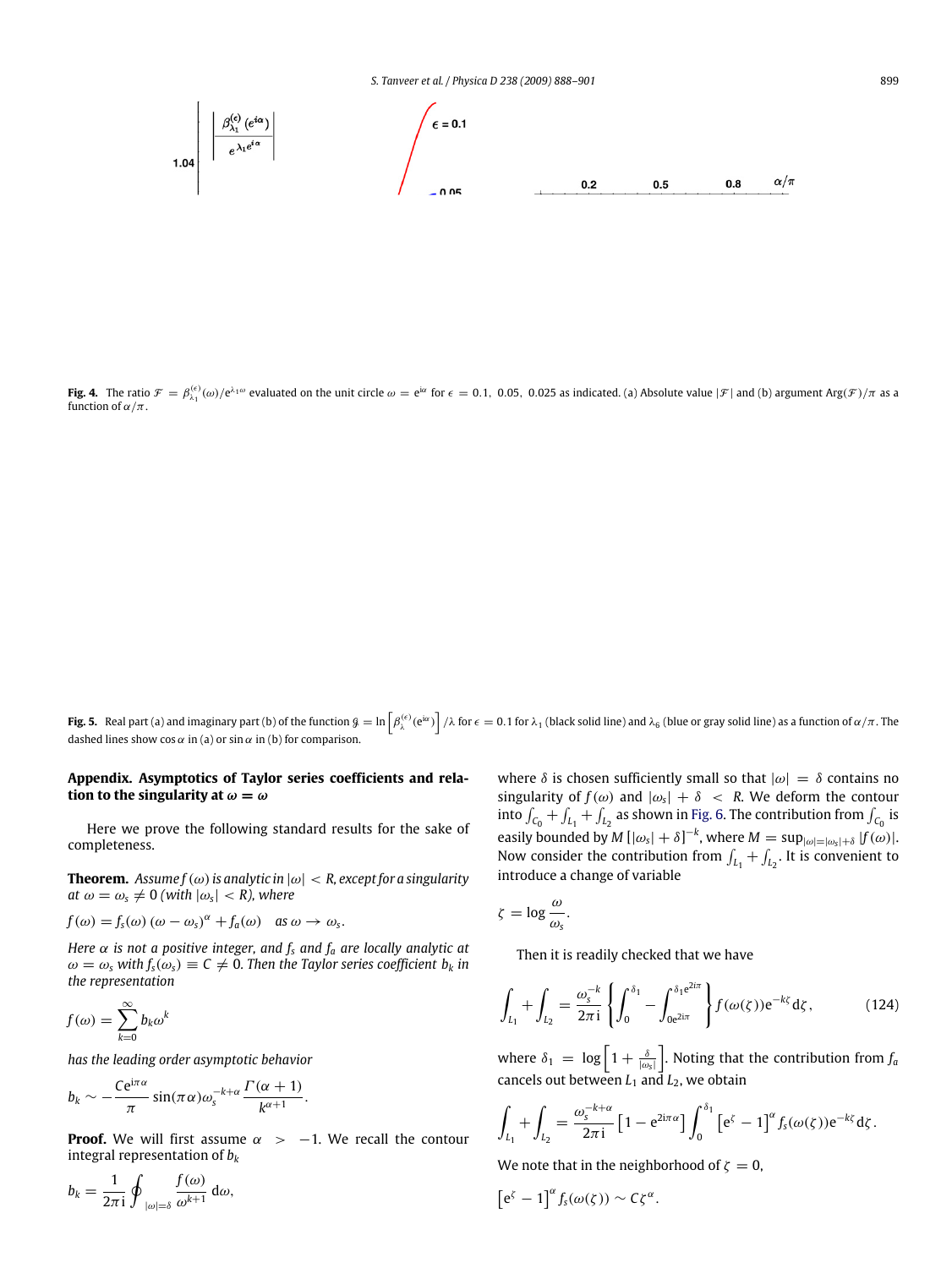**Fig. 4.** The ratio $\mathcal{F} = \beta_{\lambda_1}^{(\epsilon)}(\omega)/e^{\lambda_1 \omega}$ evaluated on the unit circle $\omega = e^{i\alpha}$ for $\epsilon = 0.1,\ 0.05,\ 0.025$ as indicated. (a) Absolute value $|\mathcal{F}|$ and (b) argument $\text{Arg}(\mathcal{F})/\pi$ as a function of $\alpha/\pi$.

**Fig. 5.** Real part (a) and imaginary part (b) of the function $\mathcal{G} = \ln\left[\beta_{\lambda}^{(\epsilon)}(e^{i\alpha})\right]/\lambda$ for $\epsilon = 0.1$ for $\lambda_1$ (black solid line) and $\lambda_6$ (blue or gray solid line) as a function of $\alpha/\pi$. The dashed lines show $\cos\alpha$ in (a) or $\sin\alpha$ in (b) for comparison.

## Appendix. Asymptotics of Taylor series coefficients and relation to the singularity at $\omega = \omega$

Here we prove the following standard results for the sake of completeness.

**Theorem.** *Assume $f(\omega)$ is analytic in $|\omega| < R$, except for a singularity at $\omega = \omega_s \neq 0$ (with $|\omega_s| < R$), where*

$$f(\omega) = f_s(\omega)\,(\omega - \omega_s)^{\alpha} + f_a(\omega) \quad \text{as } \omega \to \omega_s.$$

*Here $\alpha$ is not a positive integer, and $f_s$ and $f_a$ are locally analytic at $\omega = \omega_s$ with $f_s(\omega_s) \equiv C \neq 0$. Then the Taylor series coefficient $b_k$ in the representation*

$$f(\omega) = \sum_{k=0}^{\infty} b_k \omega^k$$

*has the leading order asymptotic behavior*

$$b_k \sim -\frac{C e^{i\pi\alpha}}{\pi} \sin(\pi\alpha)\,\omega_s^{-k+\alpha} \frac{\Gamma(\alpha+1)}{k^{\alpha+1}}.$$

**Proof.** We will first assume $\alpha > -1$. We recall the contour integral representation of $b_k$

$$b_k = \frac{1}{2\pi i} \oint_{|\omega|=\delta} \frac{f(\omega)}{\omega^{k+1}}\, d\omega,$$

where $\delta$ is chosen sufficiently small so that $|\omega| = \delta$ contains no singularity of $f(\omega)$ and $|\omega_s| + \delta < R$. We deform the contour into $\int_{C_0} + \int_{L_1} + \int_{L_2}$ as shown in Fig. 6. The contribution from $\int_{C_0}$ is easily bounded by $M\left[|\omega_s| + \delta\right]^{-k}$, where $M = \sup_{|\omega|=|\omega_s|+\delta} |f(\omega)|$. Now consider the contribution from $\int_{L_1} + \int_{L_2}$. It is convenient to introduce a change of variable

$$\zeta = \log \frac{\omega}{\omega_s}.$$

Then it is readily checked that we have

$$\int_{L_1} + \int_{L_2} = \frac{\omega_s^{-k}}{2\pi i} \left\{ \int_0^{\delta_1} - \int_{0e^{2i\pi}}^{\delta_1 e^{2i\pi}} \right\} f(\omega(\zeta)) e^{-k\zeta} d\zeta, \tag{124}$$

where $\delta_1 = \log\left[1 + \frac{\delta}{|\omega_s|}\right]$. Noting that the contribution from $f_a$ cancels out between $L_1$ and $L_2$, we obtain

$$\int_{L_1} + \int_{L_2} = \frac{\omega_s^{-k+\alpha}}{2\pi i}\left[1 - e^{2i\pi\alpha}\right] \int_0^{\delta_1} \left[e^{\zeta} - 1\right]^{\alpha} f_s(\omega(\zeta)) e^{-k\zeta} d\zeta.$$

We note that in the neighborhood of $\zeta = 0$,

$$\left[e^{\zeta} - 1\right]^{\alpha} f_s(\omega(\zeta)) \sim C\zeta^{\alpha}.$$